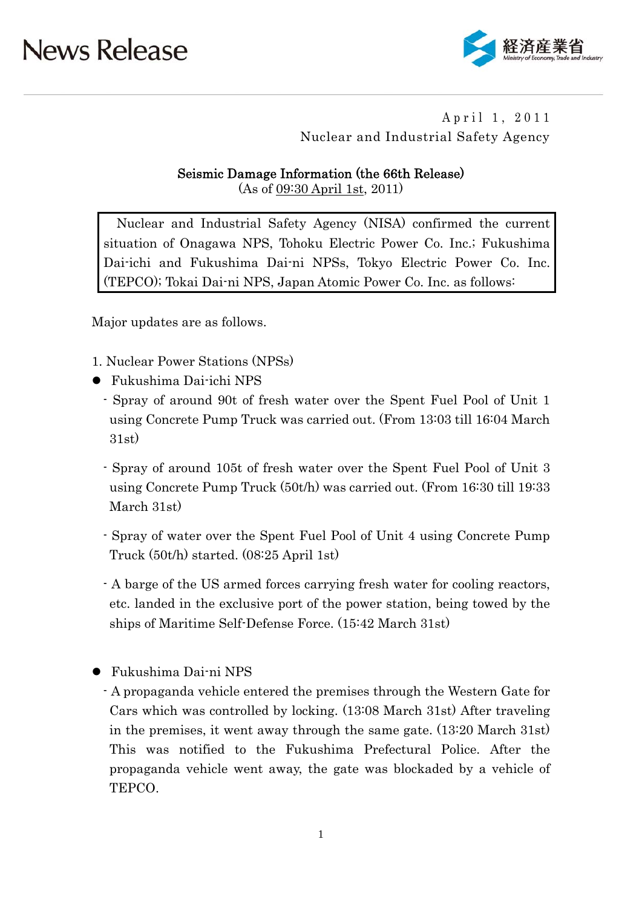# News Release

April 1, 2011
Nuclear and Industrial Safety Agency

## Seismic Damage Information (the 66th Release)
(As of 09:30 April 1st, 2011)

Nuclear and Industrial Safety Agency (NISA) confirmed the current situation of Onagawa NPS, Tohoku Electric Power Co. Inc.; Fukushima Dai-ichi and Fukushima Dai-ni NPSs, Tokyo Electric Power Co. Inc. (TEPCO); Tokai Dai-ni NPS, Japan Atomic Power Co. Inc. as follows:

Major updates are as follows.

1. Nuclear Power Stations (NPSs)

- Fukushima Dai-ichi NPS
  - Spray of around 90t of fresh water over the Spent Fuel Pool of Unit 1 using Concrete Pump Truck was carried out. (From 13:03 till 16:04 March 31st)
  - Spray of around 105t of fresh water over the Spent Fuel Pool of Unit 3 using Concrete Pump Truck (50t/h) was carried out. (From 16:30 till 19:33 March 31st)
  - Spray of water over the Spent Fuel Pool of Unit 4 using Concrete Pump Truck (50t/h) started. (08:25 April 1st)
  - A barge of the US armed forces carrying fresh water for cooling reactors, etc. landed in the exclusive port of the power station, being towed by the ships of Maritime Self-Defense Force. (15:42 March 31st)

- Fukushima Dai-ni NPS
  - A propaganda vehicle entered the premises through the Western Gate for Cars which was controlled by locking. (13:08 March 31st) After traveling in the premises, it went away through the same gate. (13:20 March 31st) This was notified to the Fukushima Prefectural Police. After the propaganda vehicle went away, the gate was blockaded by a vehicle of TEPCO.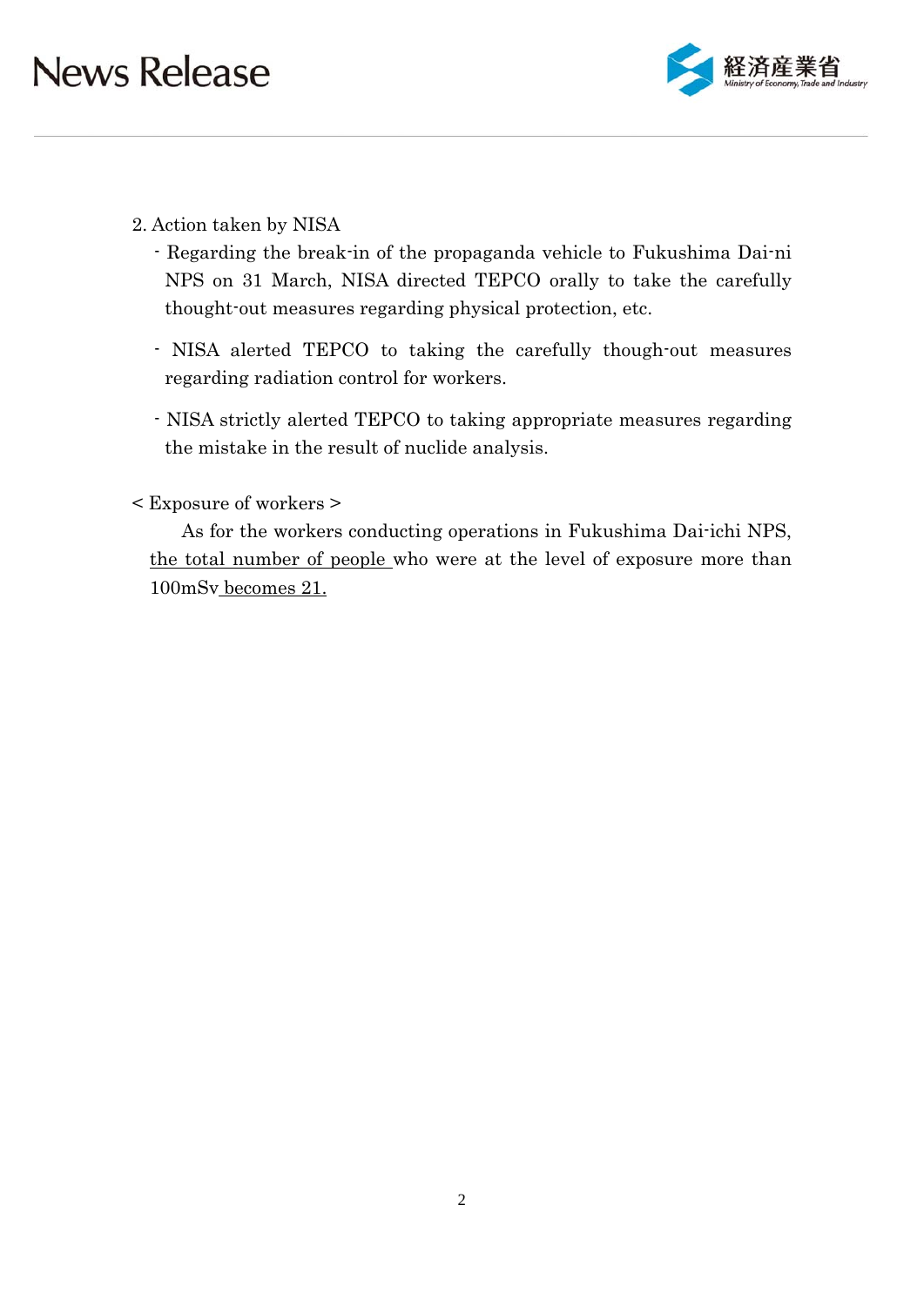2. Action taken by NISA

- Regarding the break-in of the propaganda vehicle to Fukushima Dai-ni NPS on 31 March, NISA directed TEPCO orally to take the carefully thought-out measures regarding physical protection, etc.
- NISA alerted TEPCO to taking the carefully though-out measures regarding radiation control for workers.
- NISA strictly alerted TEPCO to taking appropriate measures regarding the mistake in the result of nuclide analysis.

< Exposure of workers >

As for the workers conducting operations in Fukushima Dai-ichi NPS, <u>the total number of people</u> who were at the level of exposure more than 100mSv <u>becomes 21.</u>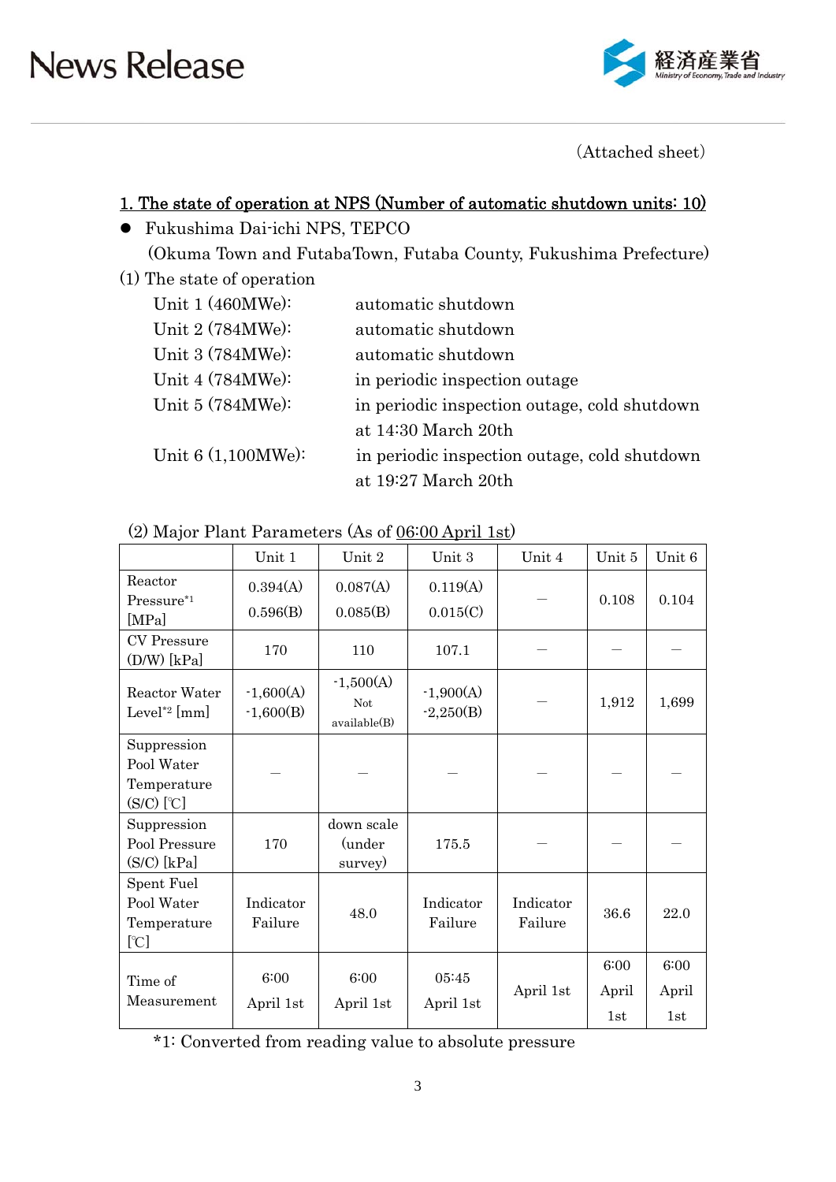(Attached sheet)

## 1. The state of operation at NPS (Number of automatic shutdown units: 10)

- Fukushima Dai-ichi NPS, TEPCO
  (Okuma Town and FutabaTown, Futaba County, Fukushima Prefecture)

(1) The state of operation

| | |
|---|---|
| Unit 1 (460MWe): | automatic shutdown |
| Unit 2 (784MWe): | automatic shutdown |
| Unit 3 (784MWe): | automatic shutdown |
| Unit 4 (784MWe): | in periodic inspection outage |
| Unit 5 (784MWe): | in periodic inspection outage, cold shutdown at 14:30 March 20th |
| Unit 6 (1,100MWe): | in periodic inspection outage, cold shutdown at 19:27 March 20th |

(2) Major Plant Parameters (As of 06:00 April 1st)

| | Unit 1 | Unit 2 | Unit 3 | Unit 4 | Unit 5 | Unit 6 |
|---|---|---|---|---|---|---|
| Reactor Pressure[*1] [MPa] | 0.394(A) 0.596(B) | 0.087(A) 0.085(B) | 0.119(A) 0.015(C) | － | 0.108 | 0.104 |
| CV Pressure (D/W) [kPa] | 170 | 110 | 107.1 | － | － | － |
| Reactor Water Level[*2] [mm] | -1,600(A) -1,600(B) | -1,500(A) Not available(B) | -1,900(A) -2,250(B) | － | 1,912 | 1,699 |
| Suppression Pool Water Temperature (S/C) [℃] | － | － | － | － | － | － |
| Suppression Pool Pressure (S/C) [kPa] | 170 | down scale (under survey) | 175.5 | － | － | － |
| Spent Fuel Pool Water Temperature [℃] | Indicator Failure | 48.0 | Indicator Failure | Indicator Failure | 36.6 | 22.0 |
| Time of Measurement | 6:00 April 1st | 6:00 April 1st | 05:45 April 1st | April 1st | 6:00 April 1st | 6:00 April 1st |

*1: Converted from reading value to absolute pressure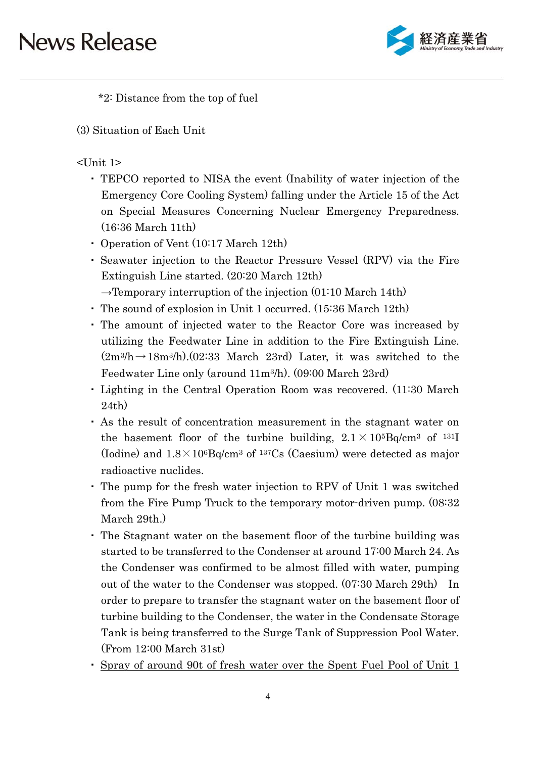*2: Distance from the top of fuel

(3) Situation of Each Unit

<Unit 1>

- TEPCO reported to NISA the event (Inability of water injection of the Emergency Core Cooling System) falling under the Article 15 of the Act on Special Measures Concerning Nuclear Emergency Preparedness. (16:36 March 11th)
- Operation of Vent (10:17 March 12th)
- Seawater injection to the Reactor Pressure Vessel (RPV) via the Fire Extinguish Line started. (20:20 March 12th)
  →Temporary interruption of the injection (01:10 March 14th)
- The sound of explosion in Unit 1 occurred. (15:36 March 12th)
- The amount of injected water to the Reactor Core was increased by utilizing the Feedwater Line in addition to the Fire Extinguish Line. ($2m^3/h \rightarrow 18m^3/h$).(02:33 March 23rd) Later, it was switched to the Feedwater Line only (around $11m^3/h$). (09:00 March 23rd)
- Lighting in the Central Operation Room was recovered. (11:30 March 24th)
- As the result of concentration measurement in the stagnant water on the basement floor of the turbine building, $2.1 \times 10^5 Bq/cm^3$ of $^{131}I$ (Iodine) and $1.8 \times 10^6 Bq/cm^3$ of $^{137}Cs$ (Caesium) were detected as major radioactive nuclides.
- The pump for the fresh water injection to RPV of Unit 1 was switched from the Fire Pump Truck to the temporary motor-driven pump. (08:32 March 29th.)
- The Stagnant water on the basement floor of the turbine building was started to be transferred to the Condenser at around 17:00 March 24. As the Condenser was confirmed to be almost filled with water, pumping out of the water to the Condenser was stopped. (07:30 March 29th) In order to prepare to transfer the stagnant water on the basement floor of turbine building to the Condenser, the water in the Condensate Storage Tank is being transferred to the Surge Tank of Suppression Pool Water. (From 12:00 March 31st)
- <u>Spray of around 90t of fresh water over the Spent Fuel Pool of Unit 1</u>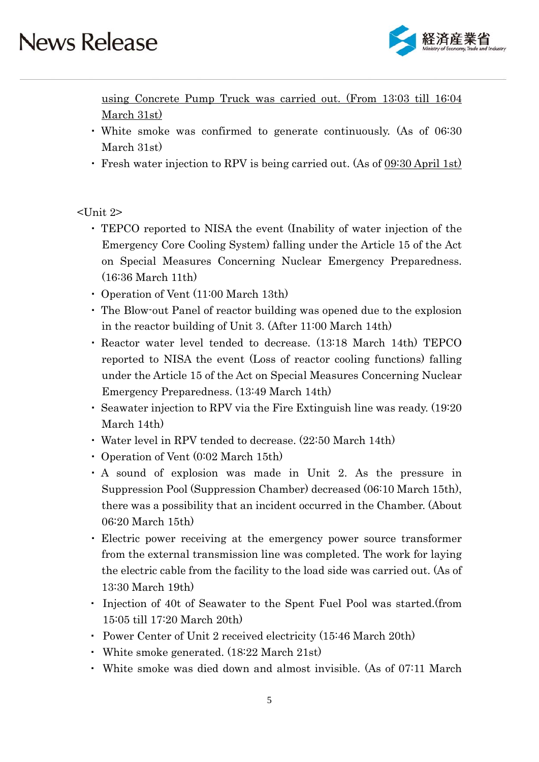<u>using Concrete Pump Truck was carried out. (From 13:03 till 16:04 March 31st)</u>

- White smoke was confirmed to generate continuously. (As of 06:30 March 31st)
- Fresh water injection to RPV is being carried out. (As of <u>09:30 April 1st)</u>

<Unit 2>

- TEPCO reported to NISA the event (Inability of water injection of the Emergency Core Cooling System) falling under the Article 15 of the Act on Special Measures Concerning Nuclear Emergency Preparedness. (16:36 March 11th)
- Operation of Vent (11:00 March 13th)
- The Blow-out Panel of reactor building was opened due to the explosion in the reactor building of Unit 3. (After 11:00 March 14th)
- Reactor water level tended to decrease. (13:18 March 14th) TEPCO reported to NISA the event (Loss of reactor cooling functions) falling under the Article 15 of the Act on Special Measures Concerning Nuclear Emergency Preparedness. (13:49 March 14th)
- Seawater injection to RPV via the Fire Extinguish line was ready. (19:20 March 14th)
- Water level in RPV tended to decrease. (22:50 March 14th)
- Operation of Vent (0:02 March 15th)
- A sound of explosion was made in Unit 2. As the pressure in Suppression Pool (Suppression Chamber) decreased (06:10 March 15th), there was a possibility that an incident occurred in the Chamber. (About 06:20 March 15th)
- Electric power receiving at the emergency power source transformer from the external transmission line was completed. The work for laying the electric cable from the facility to the load side was carried out. (As of 13:30 March 19th)
- Injection of 40t of Seawater to the Spent Fuel Pool was started.(from 15:05 till 17:20 March 20th)
- Power Center of Unit 2 received electricity (15:46 March 20th)
- White smoke generated. (18:22 March 21st)
- White smoke was died down and almost invisible. (As of 07:11 March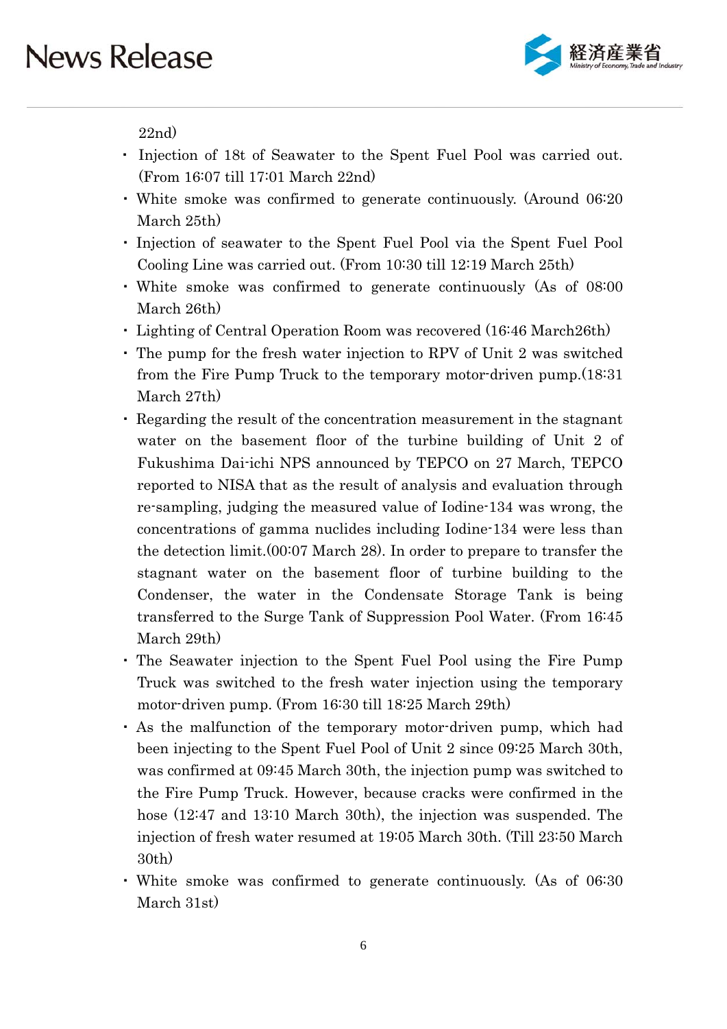22nd)

- Injection of 18t of Seawater to the Spent Fuel Pool was carried out. (From 16:07 till 17:01 March 22nd)
- White smoke was confirmed to generate continuously. (Around 06:20 March 25th)
- Injection of seawater to the Spent Fuel Pool via the Spent Fuel Pool Cooling Line was carried out. (From 10:30 till 12:19 March 25th)
- White smoke was confirmed to generate continuously (As of 08:00 March 26th)
- Lighting of Central Operation Room was recovered (16:46 March26th)
- The pump for the fresh water injection to RPV of Unit 2 was switched from the Fire Pump Truck to the temporary motor-driven pump.(18:31 March 27th)
- Regarding the result of the concentration measurement in the stagnant water on the basement floor of the turbine building of Unit 2 of Fukushima Dai-ichi NPS announced by TEPCO on 27 March, TEPCO reported to NISA that as the result of analysis and evaluation through re-sampling, judging the measured value of Iodine-134 was wrong, the concentrations of gamma nuclides including Iodine-134 were less than the detection limit.(00:07 March 28). In order to prepare to transfer the stagnant water on the basement floor of turbine building to the Condenser, the water in the Condensate Storage Tank is being transferred to the Surge Tank of Suppression Pool Water. (From 16:45 March 29th)
- The Seawater injection to the Spent Fuel Pool using the Fire Pump Truck was switched to the fresh water injection using the temporary motor-driven pump. (From 16:30 till 18:25 March 29th)
- As the malfunction of the temporary motor-driven pump, which had been injecting to the Spent Fuel Pool of Unit 2 since 09:25 March 30th, was confirmed at 09:45 March 30th, the injection pump was switched to the Fire Pump Truck. However, because cracks were confirmed in the hose (12:47 and 13:10 March 30th), the injection was suspended. The injection of fresh water resumed at 19:05 March 30th. (Till 23:50 March 30th)
- White smoke was confirmed to generate continuously. (As of 06:30 March 31st)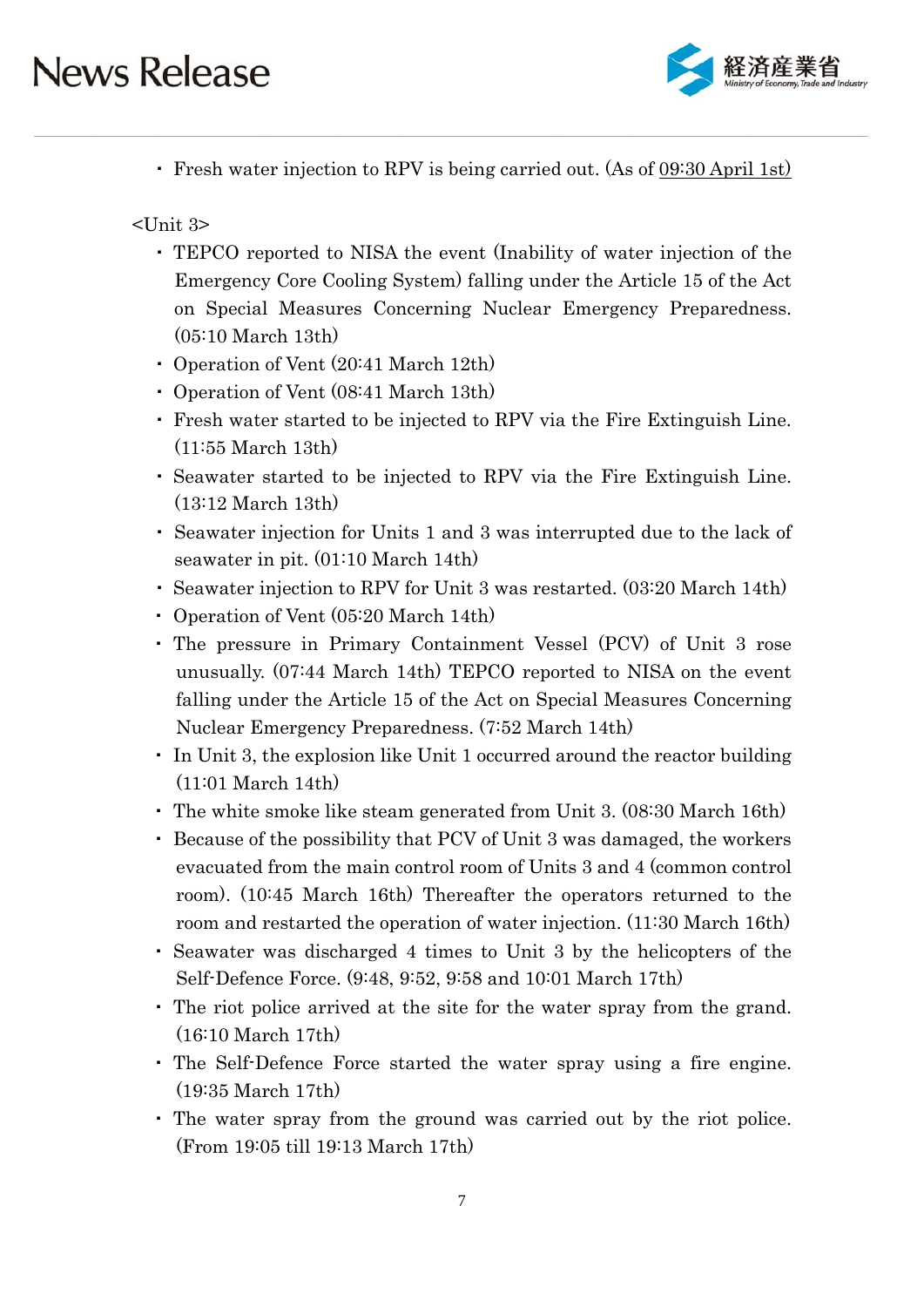- Fresh water injection to RPV is being carried out. (As of <u>09:30 April 1st)</u>

<Unit 3>

- TEPCO reported to NISA the event (Inability of water injection of the Emergency Core Cooling System) falling under the Article 15 of the Act on Special Measures Concerning Nuclear Emergency Preparedness. (05:10 March 13th)
- Operation of Vent (20:41 March 12th)
- Operation of Vent (08:41 March 13th)
- Fresh water started to be injected to RPV via the Fire Extinguish Line. (11:55 March 13th)
- Seawater started to be injected to RPV via the Fire Extinguish Line. (13:12 March 13th)
- Seawater injection for Units 1 and 3 was interrupted due to the lack of seawater in pit. (01:10 March 14th)
- Seawater injection to RPV for Unit 3 was restarted. (03:20 March 14th)
- Operation of Vent (05:20 March 14th)
- The pressure in Primary Containment Vessel (PCV) of Unit 3 rose unusually. (07:44 March 14th) TEPCO reported to NISA on the event falling under the Article 15 of the Act on Special Measures Concerning Nuclear Emergency Preparedness. (7:52 March 14th)
- In Unit 3, the explosion like Unit 1 occurred around the reactor building (11:01 March 14th)
- The white smoke like steam generated from Unit 3. (08:30 March 16th)
- Because of the possibility that PCV of Unit 3 was damaged, the workers evacuated from the main control room of Units 3 and 4 (common control room). (10:45 March 16th) Thereafter the operators returned to the room and restarted the operation of water injection. (11:30 March 16th)
- Seawater was discharged 4 times to Unit 3 by the helicopters of the Self-Defence Force. (9:48, 9:52, 9:58 and 10:01 March 17th)
- The riot police arrived at the site for the water spray from the grand. (16:10 March 17th)
- The Self-Defence Force started the water spray using a fire engine. (19:35 March 17th)
- The water spray from the ground was carried out by the riot police. (From 19:05 till 19:13 March 17th)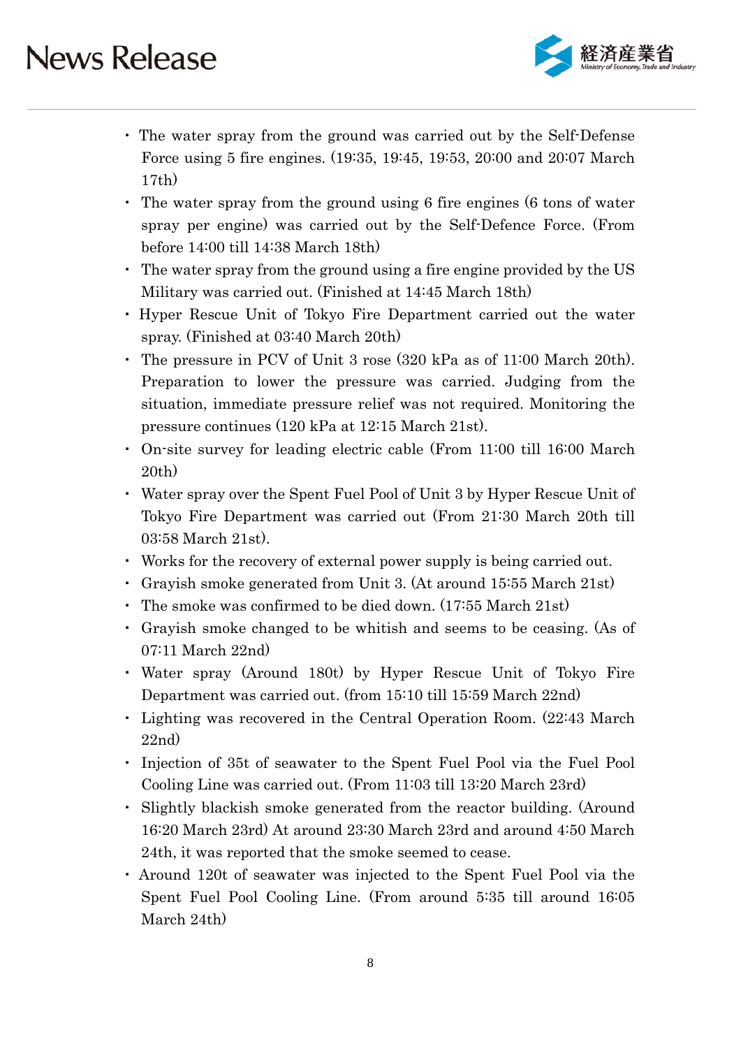- The water spray from the ground was carried out by the Self-Defense Force using 5 fire engines. (19:35, 19:45, 19:53, 20:00 and 20:07 March 17th)
- The water spray from the ground using 6 fire engines (6 tons of water spray per engine) was carried out by the Self-Defence Force. (From before 14:00 till 14:38 March 18th)
- The water spray from the ground using a fire engine provided by the US Military was carried out. (Finished at 14:45 March 18th)
- Hyper Rescue Unit of Tokyo Fire Department carried out the water spray. (Finished at 03:40 March 20th)
- The pressure in PCV of Unit 3 rose (320 kPa as of 11:00 March 20th). Preparation to lower the pressure was carried. Judging from the situation, immediate pressure relief was not required. Monitoring the pressure continues (120 kPa at 12:15 March 21st).
- On-site survey for leading electric cable (From 11:00 till 16:00 March 20th)
- Water spray over the Spent Fuel Pool of Unit 3 by Hyper Rescue Unit of Tokyo Fire Department was carried out (From 21:30 March 20th till 03:58 March 21st).
- Works for the recovery of external power supply is being carried out.
- Grayish smoke generated from Unit 3. (At around 15:55 March 21st)
- The smoke was confirmed to be died down. (17:55 March 21st)
- Grayish smoke changed to be whitish and seems to be ceasing. (As of 07:11 March 22nd)
- Water spray (Around 180t) by Hyper Rescue Unit of Tokyo Fire Department was carried out. (from 15:10 till 15:59 March 22nd)
- Lighting was recovered in the Central Operation Room. (22:43 March 22nd)
- Injection of 35t of seawater to the Spent Fuel Pool via the Fuel Pool Cooling Line was carried out. (From 11:03 till 13:20 March 23rd)
- Slightly blackish smoke generated from the reactor building. (Around 16:20 March 23rd) At around 23:30 March 23rd and around 4:50 March 24th, it was reported that the smoke seemed to cease.
- Around 120t of seawater was injected to the Spent Fuel Pool via the Spent Fuel Pool Cooling Line. (From around 5:35 till around 16:05 March 24th)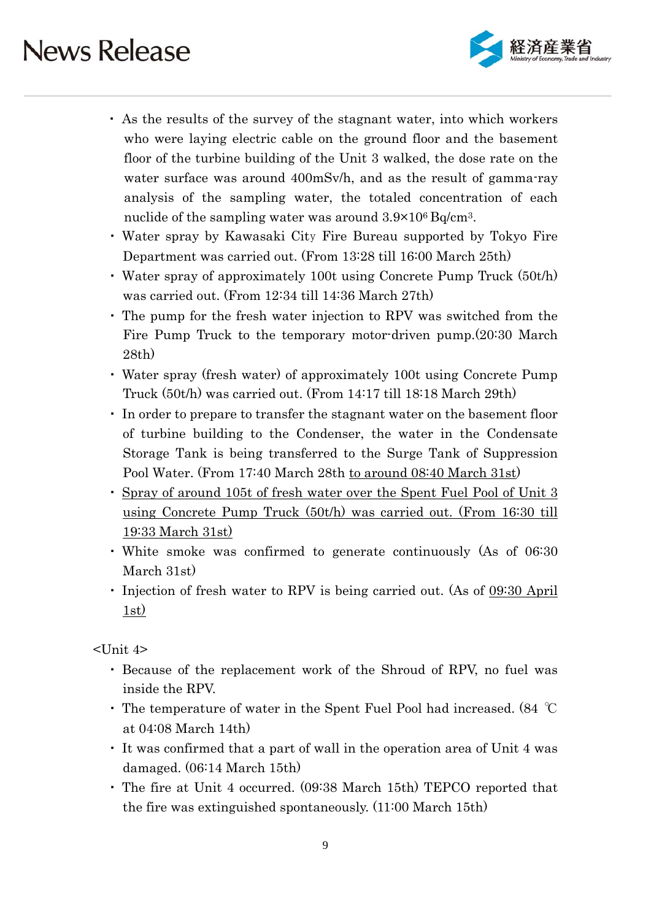- As the results of the survey of the stagnant water, into which workers who were laying electric cable on the ground floor and the basement floor of the turbine building of the Unit 3 walked, the dose rate on the water surface was around 400mSv/h, and as the result of gamma-ray analysis of the sampling water, the totaled concentration of each nuclide of the sampling water was around $3.9\times10^6$ $Bq/cm^3$.
- Water spray by Kawasaki City Fire Bureau supported by Tokyo Fire Department was carried out. (From 13:28 till 16:00 March 25th)
- Water spray of approximately 100t using Concrete Pump Truck (50t/h) was carried out. (From 12:34 till 14:36 March 27th)
- The pump for the fresh water injection to RPV was switched from the Fire Pump Truck to the temporary motor-driven pump.(20:30 March 28th)
- Water spray (fresh water) of approximately 100t using Concrete Pump Truck (50t/h) was carried out. (From 14:17 till 18:18 March 29th)
- In order to prepare to transfer the stagnant water on the basement floor of turbine building to the Condenser, the water in the Condensate Storage Tank is being transferred to the Surge Tank of Suppression Pool Water. (From 17:40 March 28th <u>to around 08:40 March 31st</u>)
- <u>Spray of around 105t of fresh water over the Spent Fuel Pool of Unit 3 using Concrete Pump Truck (50t/h) was carried out. (From 16:30 till 19:33 March 31st)</u>
- White smoke was confirmed to generate continuously (As of 06:30 March 31st)
- Injection of fresh water to RPV is being carried out. (As of <u>09:30 April 1st)</u>

<Unit 4>

- Because of the replacement work of the Shroud of RPV, no fuel was inside the RPV.
- The temperature of water in the Spent Fuel Pool had increased. (84 ℃ at 04:08 March 14th)
- It was confirmed that a part of wall in the operation area of Unit 4 was damaged. (06:14 March 15th)
- The fire at Unit 4 occurred. (09:38 March 15th) TEPCO reported that the fire was extinguished spontaneously. (11:00 March 15th)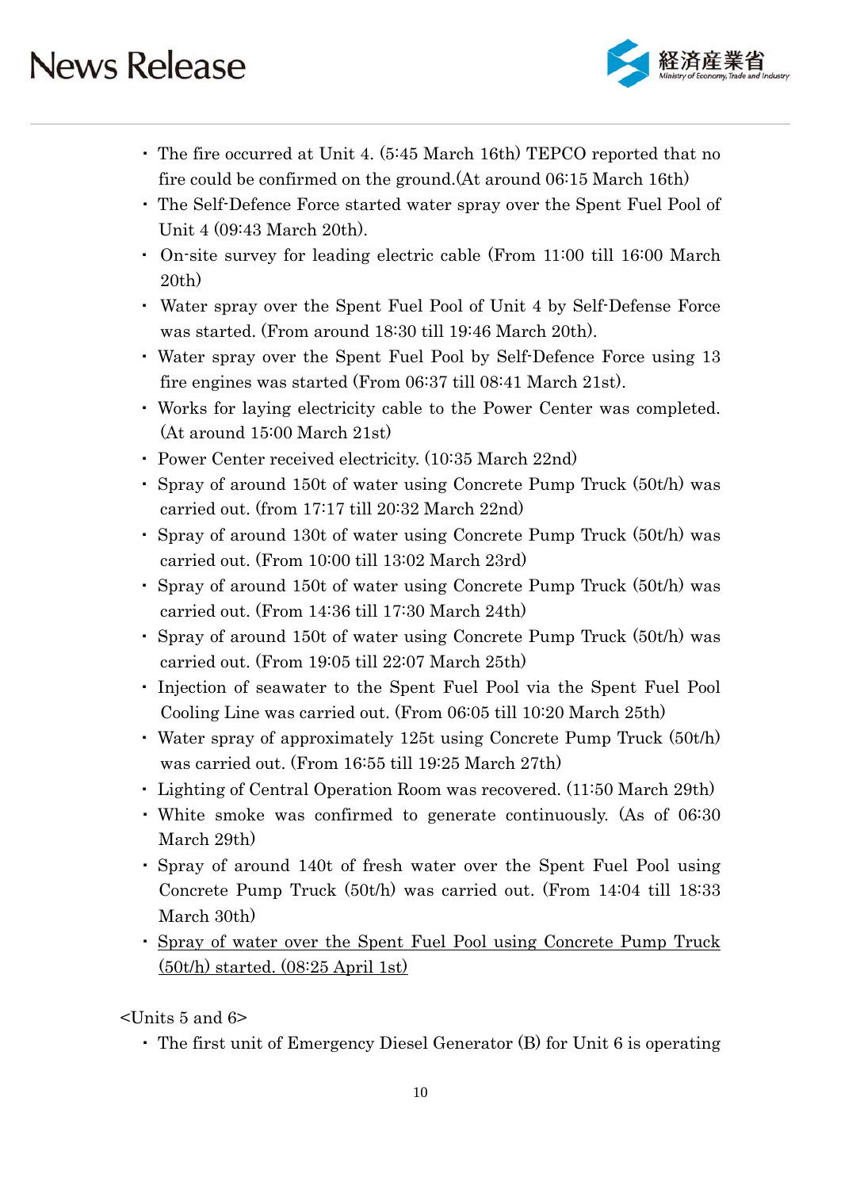- The fire occurred at Unit 4. (5:45 March 16th) TEPCO reported that no fire could be confirmed on the ground.(At around 06:15 March 16th)
- The Self-Defence Force started water spray over the Spent Fuel Pool of Unit 4 (09:43 March 20th).
- On-site survey for leading electric cable (From 11:00 till 16:00 March 20th)
- Water spray over the Spent Fuel Pool of Unit 4 by Self-Defense Force was started. (From around 18:30 till 19:46 March 20th).
- Water spray over the Spent Fuel Pool by Self-Defence Force using 13 fire engines was started (From 06:37 till 08:41 March 21st).
- Works for laying electricity cable to the Power Center was completed. (At around 15:00 March 21st)
- Power Center received electricity. (10:35 March 22nd)
- Spray of around 150t of water using Concrete Pump Truck (50t/h) was carried out. (from 17:17 till 20:32 March 22nd)
- Spray of around 130t of water using Concrete Pump Truck (50t/h) was carried out. (From 10:00 till 13:02 March 23rd)
- Spray of around 150t of water using Concrete Pump Truck (50t/h) was carried out. (From 14:36 till 17:30 March 24th)
- Spray of around 150t of water using Concrete Pump Truck (50t/h) was carried out. (From 19:05 till 22:07 March 25th)
- Injection of seawater to the Spent Fuel Pool via the Spent Fuel Pool Cooling Line was carried out. (From 06:05 till 10:20 March 25th)
- Water spray of approximately 125t using Concrete Pump Truck (50t/h) was carried out. (From 16:55 till 19:25 March 27th)
- Lighting of Central Operation Room was recovered. (11:50 March 29th)
- White smoke was confirmed to generate continuously. (As of 06:30 March 29th)
- Spray of around 140t of fresh water over the Spent Fuel Pool using Concrete Pump Truck (50t/h) was carried out. (From 14:04 till 18:33 March 30th)
- <u>Spray of water over the Spent Fuel Pool using Concrete Pump Truck (50t/h) started. (08:25 April 1st)</u>

<Units 5 and 6>

- The first unit of Emergency Diesel Generator (B) for Unit 6 is operating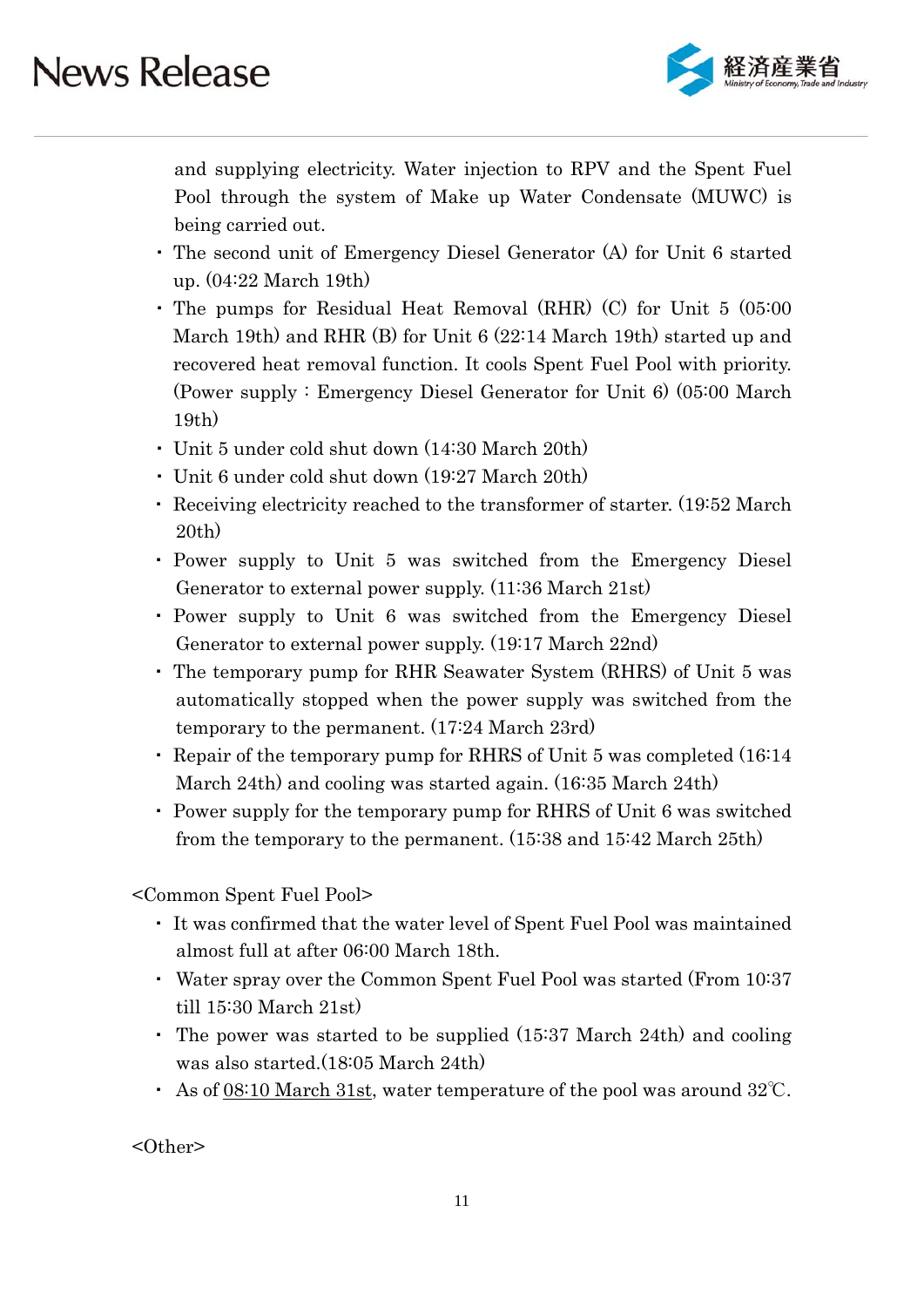and supplying electricity. Water injection to RPV and the Spent Fuel Pool through the system of Make up Water Condensate (MUWC) is being carried out.

- The second unit of Emergency Diesel Generator (A) for Unit 6 started up. (04:22 March 19th)
- The pumps for Residual Heat Removal (RHR) (C) for Unit 5 (05:00 March 19th) and RHR (B) for Unit 6 (22:14 March 19th) started up and recovered heat removal function. It cools Spent Fuel Pool with priority. (Power supply : Emergency Diesel Generator for Unit 6) (05:00 March 19th)
- Unit 5 under cold shut down (14:30 March 20th)
- Unit 6 under cold shut down (19:27 March 20th)
- Receiving electricity reached to the transformer of starter. (19:52 March 20th)
- Power supply to Unit 5 was switched from the Emergency Diesel Generator to external power supply. (11:36 March 21st)
- Power supply to Unit 6 was switched from the Emergency Diesel Generator to external power supply. (19:17 March 22nd)
- The temporary pump for RHR Seawater System (RHRS) of Unit 5 was automatically stopped when the power supply was switched from the temporary to the permanent. (17:24 March 23rd)
- Repair of the temporary pump for RHRS of Unit 5 was completed (16:14 March 24th) and cooling was started again. (16:35 March 24th)
- Power supply for the temporary pump for RHRS of Unit 6 was switched from the temporary to the permanent. (15:38 and 15:42 March 25th)

<Common Spent Fuel Pool>

- It was confirmed that the water level of Spent Fuel Pool was maintained almost full at after 06:00 March 18th.
- Water spray over the Common Spent Fuel Pool was started (From 10:37 till 15:30 March 21st)
- The power was started to be supplied (15:37 March 24th) and cooling was also started.(18:05 March 24th)
- As of 08:10 March 31st, water temperature of the pool was around 32℃.

<Other>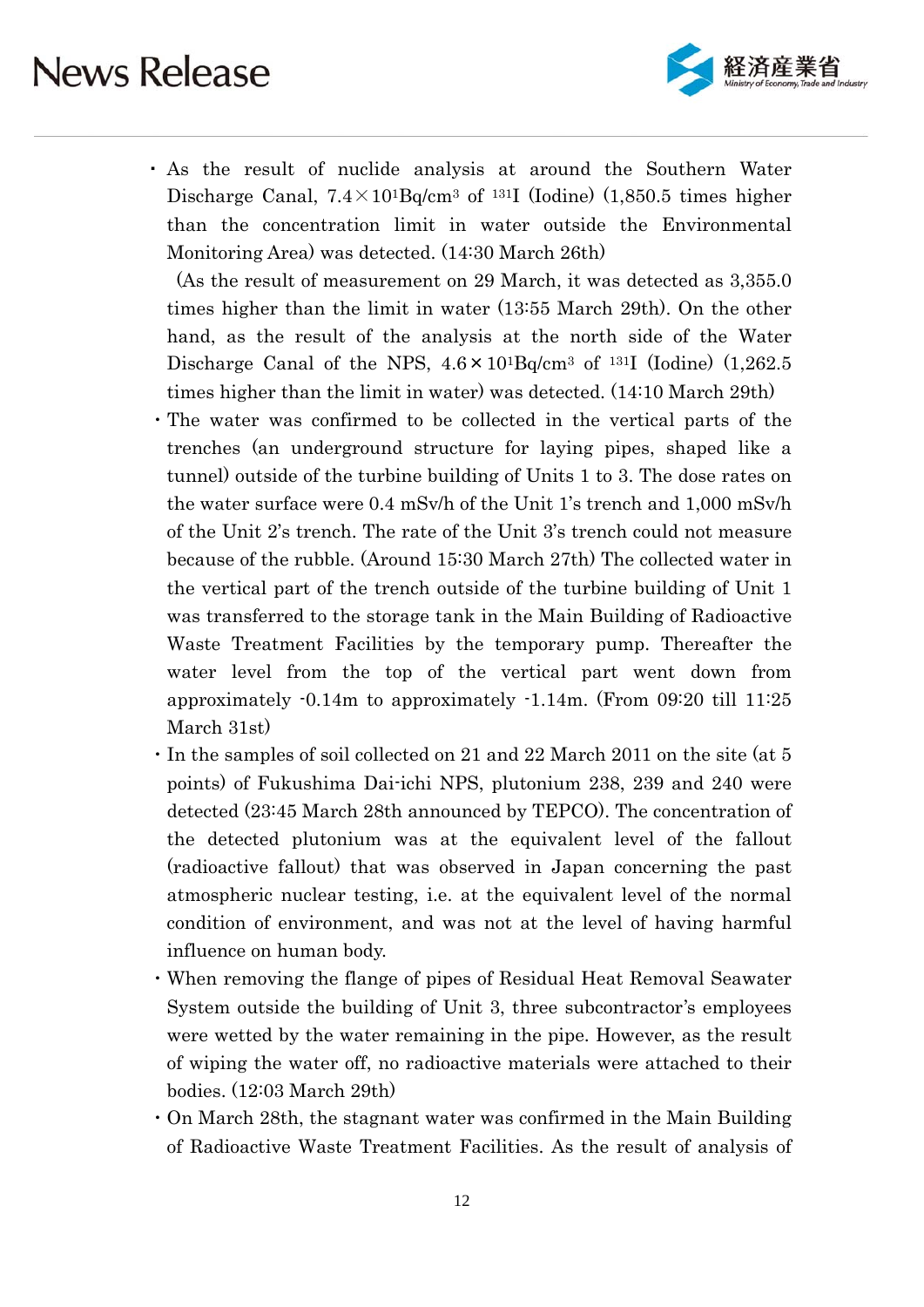- As the result of nuclide analysis at around the Southern Water Discharge Canal, $7.4 \times 10^{1}$Bq/cm$^{3}$ of $^{131}$I (Iodine) (1,850.5 times higher than the concentration limit in water outside the Environmental Monitoring Area) was detected. (14:30 March 26th)
  (As the result of measurement on 29 March, it was detected as 3,355.0 times higher than the limit in water (13:55 March 29th). On the other hand, as the result of the analysis at the north side of the Water Discharge Canal of the NPS, $4.6 \times 10^{1}$Bq/cm$^{3}$ of $^{131}$I (Iodine) (1,262.5 times higher than the limit in water) was detected. (14:10 March 29th)
- The water was confirmed to be collected in the vertical parts of the trenches (an underground structure for laying pipes, shaped like a tunnel) outside of the turbine building of Units 1 to 3. The dose rates on the water surface were 0.4 mSv/h of the Unit 1's trench and 1,000 mSv/h of the Unit 2's trench. The rate of the Unit 3's trench could not measure because of the rubble. (Around 15:30 March 27th) The collected water in the vertical part of the trench outside of the turbine building of Unit 1 was transferred to the storage tank in the Main Building of Radioactive Waste Treatment Facilities by the temporary pump. Thereafter the water level from the top of the vertical part went down from approximately -0.14m to approximately -1.14m. (From 09:20 till 11:25 March 31st)
- In the samples of soil collected on 21 and 22 March 2011 on the site (at 5 points) of Fukushima Dai-ichi NPS, plutonium 238, 239 and 240 were detected (23:45 March 28th announced by TEPCO). The concentration of the detected plutonium was at the equivalent level of the fallout (radioactive fallout) that was observed in Japan concerning the past atmospheric nuclear testing, i.e. at the equivalent level of the normal condition of environment, and was not at the level of having harmful influence on human body.
- When removing the flange of pipes of Residual Heat Removal Seawater System outside the building of Unit 3, three subcontractor's employees were wetted by the water remaining in the pipe. However, as the result of wiping the water off, no radioactive materials were attached to their bodies. (12:03 March 29th)
- On March 28th, the stagnant water was confirmed in the Main Building of Radioactive Waste Treatment Facilities. As the result of analysis of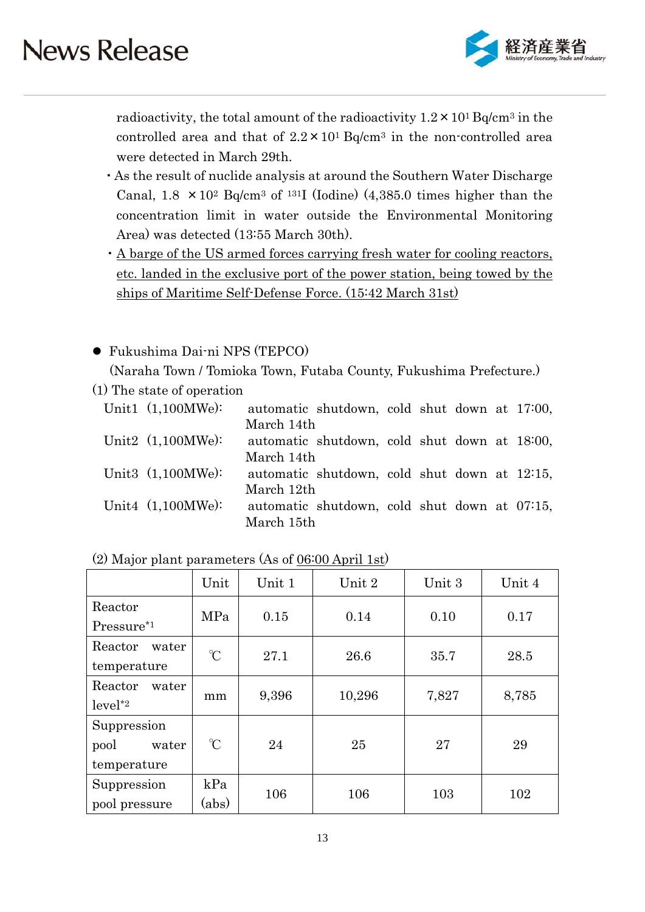radioactivity, the total amount of the radioactivity $1.2 \times 10^1$ Bq/cm$^3$ in the controlled area and that of $2.2 \times 10^1$ Bq/cm$^3$ in the non-controlled area were detected in March 29th.

- As the result of nuclide analysis at around the Southern Water Discharge Canal, 1.8 $\times 10^2$ Bq/cm$^3$ of $^{131}$I (Iodine) (4,385.0 times higher than the concentration limit in water outside the Environmental Monitoring Area) was detected (13:55 March 30th).
- A barge of the US armed forces carrying fresh water for cooling reactors, etc. landed in the exclusive port of the power station, being towed by the ships of Maritime Self-Defense Force. (15:42 March 31st)

- Fukushima Dai-ni NPS (TEPCO)

  (Naraha Town / Tomioka Town, Futaba County, Fukushima Prefecture.)

(1) The state of operation

Unit1 (1,100MWe): automatic shutdown, cold shut down at 17:00, March 14th

Unit2 (1,100MWe): automatic shutdown, cold shut down at 18:00, March 14th

Unit3 (1,100MWe): automatic shutdown, cold shut down at 12:15, March 12th

Unit4 (1,100MWe): automatic shutdown, cold shut down at 07:15, March 15th

(2) Major plant parameters (As of 06:00 April 1st)

| | Unit | Unit 1 | Unit 2 | Unit 3 | Unit 4 |
|---|---|---|---|---|---|
| Reactor Pressure*1 | MPa | 0.15 | 0.14 | 0.10 | 0.17 |
| Reactor water temperature | ℃ | 27.1 | 26.6 | 35.7 | 28.5 |
| Reactor water level*2 | mm | 9,396 | 10,296 | 7,827 | 8,785 |
| Suppression pool water temperature | ℃ | 24 | 25 | 27 | 29 |
| Suppression pool pressure | kPa (abs) | 106 | 106 | 103 | 102 |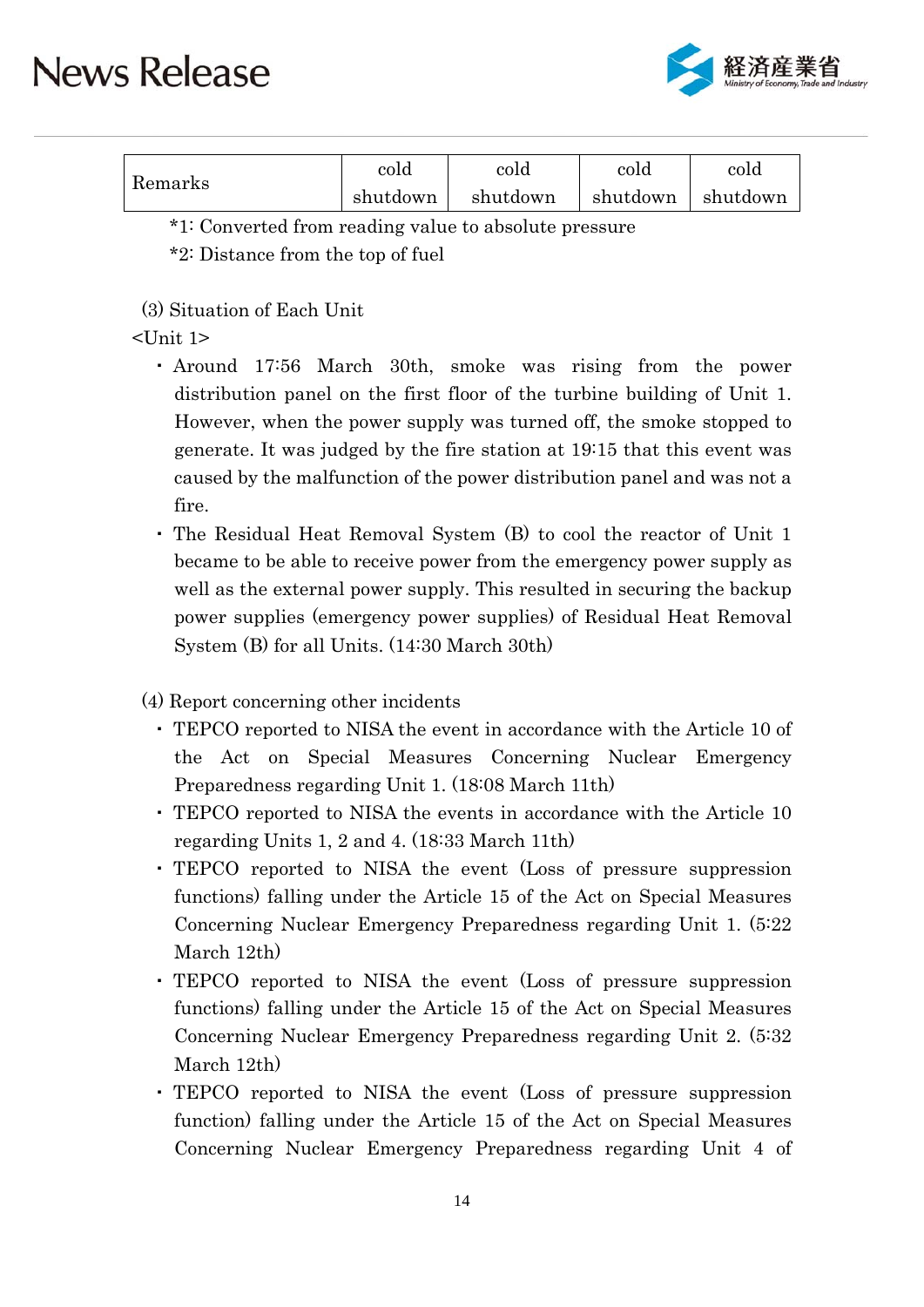| Remarks | cold shutdown | cold shutdown | cold shutdown | cold shutdown |
|---|---|---|---|---|

*1: Converted from reading value to absolute pressure

*2: Distance from the top of fuel

(3) Situation of Each Unit

<Unit 1>

- Around 17:56 March 30th, smoke was rising from the power distribution panel on the first floor of the turbine building of Unit 1. However, when the power supply was turned off, the smoke stopped to generate. It was judged by the fire station at 19:15 that this event was caused by the malfunction of the power distribution panel and was not a fire.
- The Residual Heat Removal System (B) to cool the reactor of Unit 1 became to be able to receive power from the emergency power supply as well as the external power supply. This resulted in securing the backup power supplies (emergency power supplies) of Residual Heat Removal System (B) for all Units. (14:30 March 30th)

(4) Report concerning other incidents

- TEPCO reported to NISA the event in accordance with the Article 10 of the Act on Special Measures Concerning Nuclear Emergency Preparedness regarding Unit 1. (18:08 March 11th)
- TEPCO reported to NISA the events in accordance with the Article 10 regarding Units 1, 2 and 4. (18:33 March 11th)
- TEPCO reported to NISA the event (Loss of pressure suppression functions) falling under the Article 15 of the Act on Special Measures Concerning Nuclear Emergency Preparedness regarding Unit 1. (5:22 March 12th)
- TEPCO reported to NISA the event (Loss of pressure suppression functions) falling under the Article 15 of the Act on Special Measures Concerning Nuclear Emergency Preparedness regarding Unit 2. (5:32 March 12th)
- TEPCO reported to NISA the event (Loss of pressure suppression function) falling under the Article 15 of the Act on Special Measures Concerning Nuclear Emergency Preparedness regarding Unit 4 of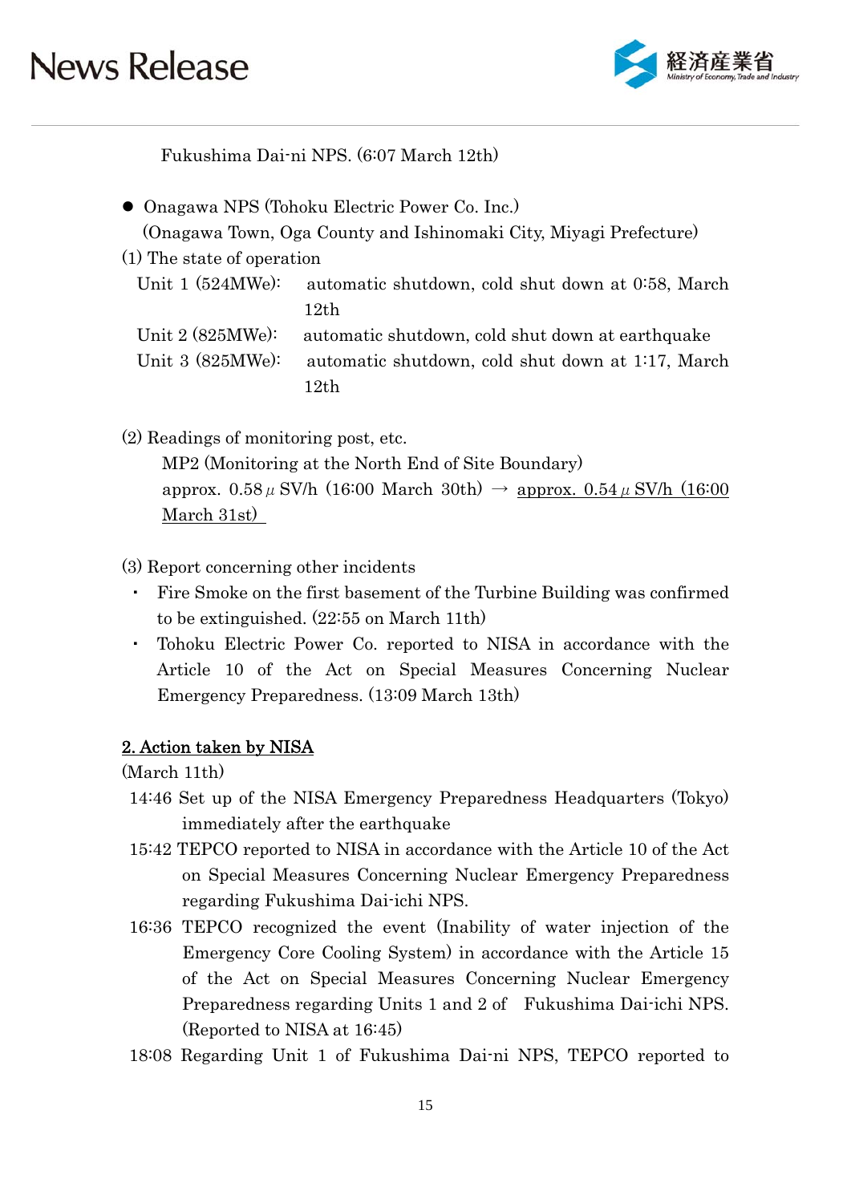Fukushima Dai-ni NPS. (6:07 March 12th)

- Onagawa NPS (Tohoku Electric Power Co. Inc.)
  (Onagawa Town, Oga County and Ishinomaki City, Miyagi Prefecture)

(1) The state of operation

Unit 1 (524MWe): automatic shutdown, cold shut down at 0:58, March 12th

Unit 2 (825MWe): automatic shutdown, cold shut down at earthquake

Unit 3 (825MWe): automatic shutdown, cold shut down at 1:17, March 12th

(2) Readings of monitoring post, etc.

MP2 (Monitoring at the North End of Site Boundary)

approx. 0.58 μ SV/h (16:00 March 30th) → <u>approx. 0.54 μ SV/h (16:00 March 31st)</u>

(3) Report concerning other incidents

- Fire Smoke on the first basement of the Turbine Building was confirmed to be extinguished. (22:55 on March 11th)
- Tohoku Electric Power Co. reported to NISA in accordance with the Article 10 of the Act on Special Measures Concerning Nuclear Emergency Preparedness. (13:09 March 13th)

## <u>2. Action taken by NISA</u>

(March 11th)

14:46 Set up of the NISA Emergency Preparedness Headquarters (Tokyo) immediately after the earthquake

15:42 TEPCO reported to NISA in accordance with the Article 10 of the Act on Special Measures Concerning Nuclear Emergency Preparedness regarding Fukushima Dai-ichi NPS.

16:36 TEPCO recognized the event (Inability of water injection of the Emergency Core Cooling System) in accordance with the Article 15 of the Act on Special Measures Concerning Nuclear Emergency Preparedness regarding Units 1 and 2 of Fukushima Dai-ichi NPS. (Reported to NISA at 16:45)

18:08 Regarding Unit 1 of Fukushima Dai-ni NPS, TEPCO reported to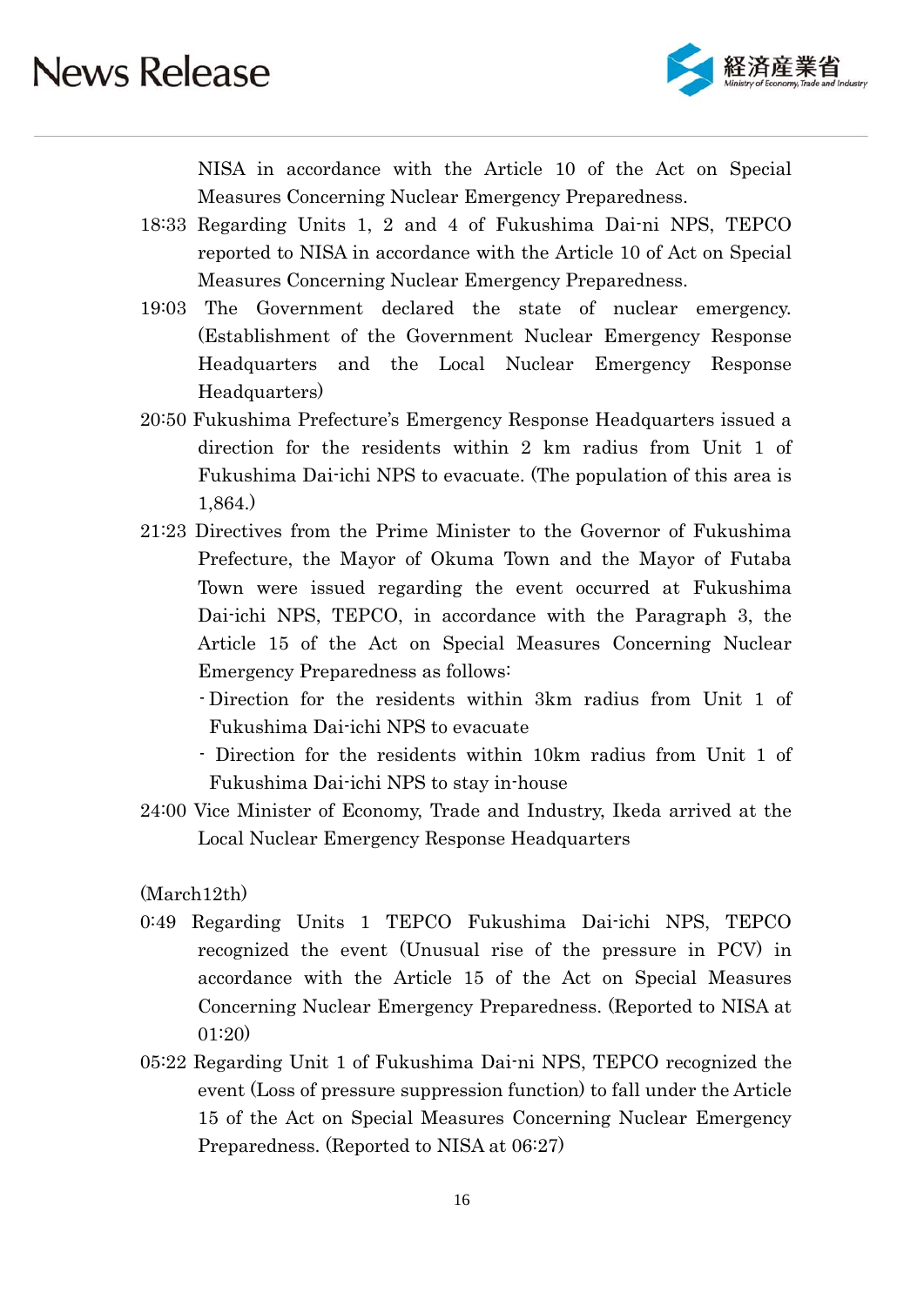NISA in accordance with the Article 10 of the Act on Special Measures Concerning Nuclear Emergency Preparedness.

18:33 Regarding Units 1, 2 and 4 of Fukushima Dai-ni NPS, TEPCO reported to NISA in accordance with the Article 10 of Act on Special Measures Concerning Nuclear Emergency Preparedness.

19:03 The Government declared the state of nuclear emergency. (Establishment of the Government Nuclear Emergency Response Headquarters and the Local Nuclear Emergency Response Headquarters)

20:50 Fukushima Prefecture's Emergency Response Headquarters issued a direction for the residents within 2 km radius from Unit 1 of Fukushima Dai-ichi NPS to evacuate. (The population of this area is 1,864.)

21:23 Directives from the Prime Minister to the Governor of Fukushima Prefecture, the Mayor of Okuma Town and the Mayor of Futaba Town were issued regarding the event occurred at Fukushima Dai-ichi NPS, TEPCO, in accordance with the Paragraph 3, the Article 15 of the Act on Special Measures Concerning Nuclear Emergency Preparedness as follows:

- Direction for the residents within 3km radius from Unit 1 of Fukushima Dai-ichi NPS to evacuate
- Direction for the residents within 10km radius from Unit 1 of Fukushima Dai-ichi NPS to stay in-house

24:00 Vice Minister of Economy, Trade and Industry, Ikeda arrived at the Local Nuclear Emergency Response Headquarters

(March12th)

0:49 Regarding Units 1 TEPCO Fukushima Dai-ichi NPS, TEPCO recognized the event (Unusual rise of the pressure in PCV) in accordance with the Article 15 of the Act on Special Measures Concerning Nuclear Emergency Preparedness. (Reported to NISA at 01:20)

05:22 Regarding Unit 1 of Fukushima Dai-ni NPS, TEPCO recognized the event (Loss of pressure suppression function) to fall under the Article 15 of the Act on Special Measures Concerning Nuclear Emergency Preparedness. (Reported to NISA at 06:27)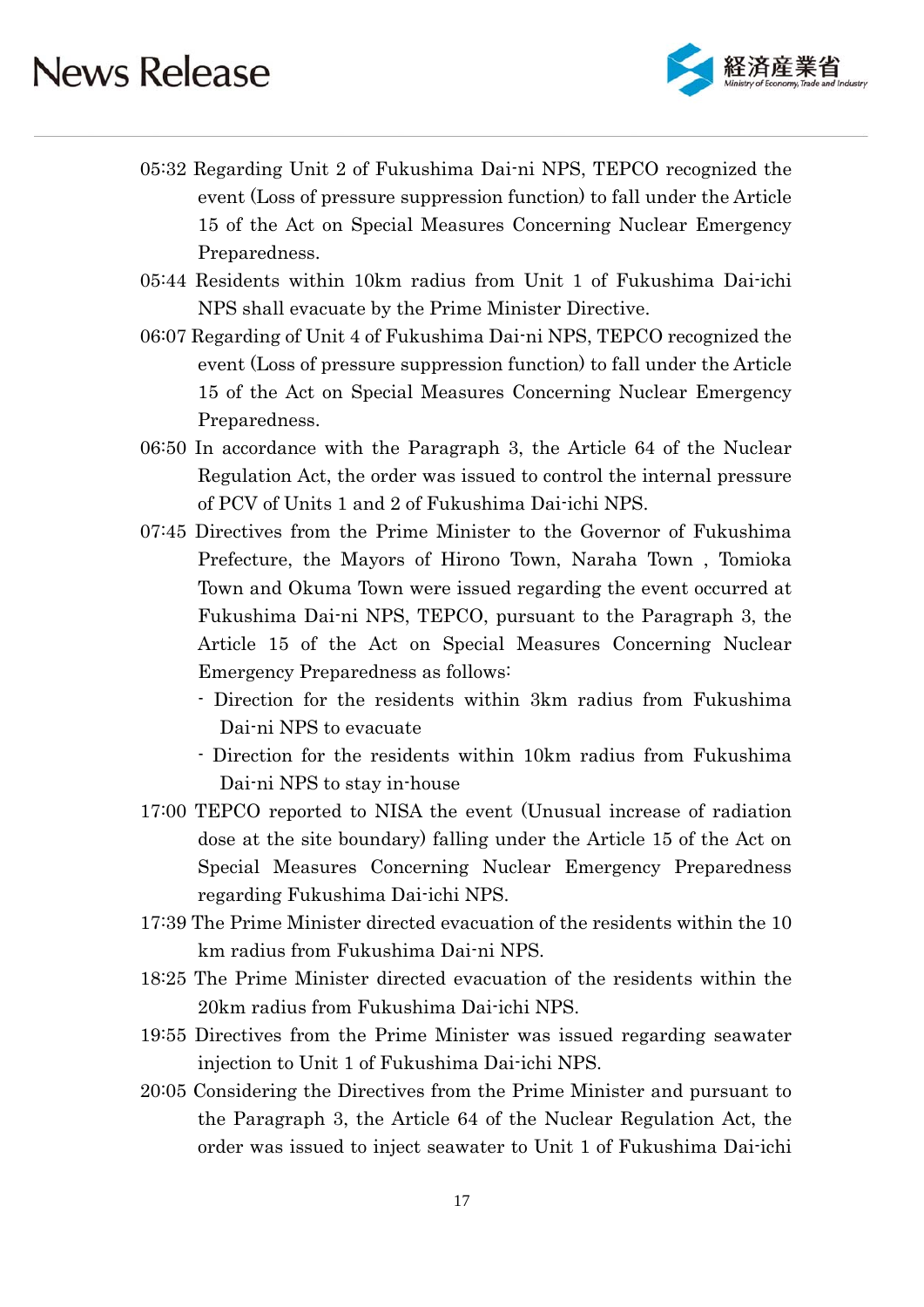05:32 Regarding Unit 2 of Fukushima Dai-ni NPS, TEPCO recognized the event (Loss of pressure suppression function) to fall under the Article 15 of the Act on Special Measures Concerning Nuclear Emergency Preparedness.

05:44 Residents within 10km radius from Unit 1 of Fukushima Dai-ichi NPS shall evacuate by the Prime Minister Directive.

06:07 Regarding of Unit 4 of Fukushima Dai-ni NPS, TEPCO recognized the event (Loss of pressure suppression function) to fall under the Article 15 of the Act on Special Measures Concerning Nuclear Emergency Preparedness.

06:50 In accordance with the Paragraph 3, the Article 64 of the Nuclear Regulation Act, the order was issued to control the internal pressure of PCV of Units 1 and 2 of Fukushima Dai-ichi NPS.

07:45 Directives from the Prime Minister to the Governor of Fukushima Prefecture, the Mayors of Hirono Town, Naraha Town , Tomioka Town and Okuma Town were issued regarding the event occurred at Fukushima Dai-ni NPS, TEPCO, pursuant to the Paragraph 3, the Article 15 of the Act on Special Measures Concerning Nuclear Emergency Preparedness as follows:

- Direction for the residents within 3km radius from Fukushima Dai-ni NPS to evacuate
- Direction for the residents within 10km radius from Fukushima Dai-ni NPS to stay in-house

17:00 TEPCO reported to NISA the event (Unusual increase of radiation dose at the site boundary) falling under the Article 15 of the Act on Special Measures Concerning Nuclear Emergency Preparedness regarding Fukushima Dai-ichi NPS.

17:39 The Prime Minister directed evacuation of the residents within the 10 km radius from Fukushima Dai-ni NPS.

18:25 The Prime Minister directed evacuation of the residents within the 20km radius from Fukushima Dai-ichi NPS.

19:55 Directives from the Prime Minister was issued regarding seawater injection to Unit 1 of Fukushima Dai-ichi NPS.

20:05 Considering the Directives from the Prime Minister and pursuant to the Paragraph 3, the Article 64 of the Nuclear Regulation Act, the order was issued to inject seawater to Unit 1 of Fukushima Dai-ichi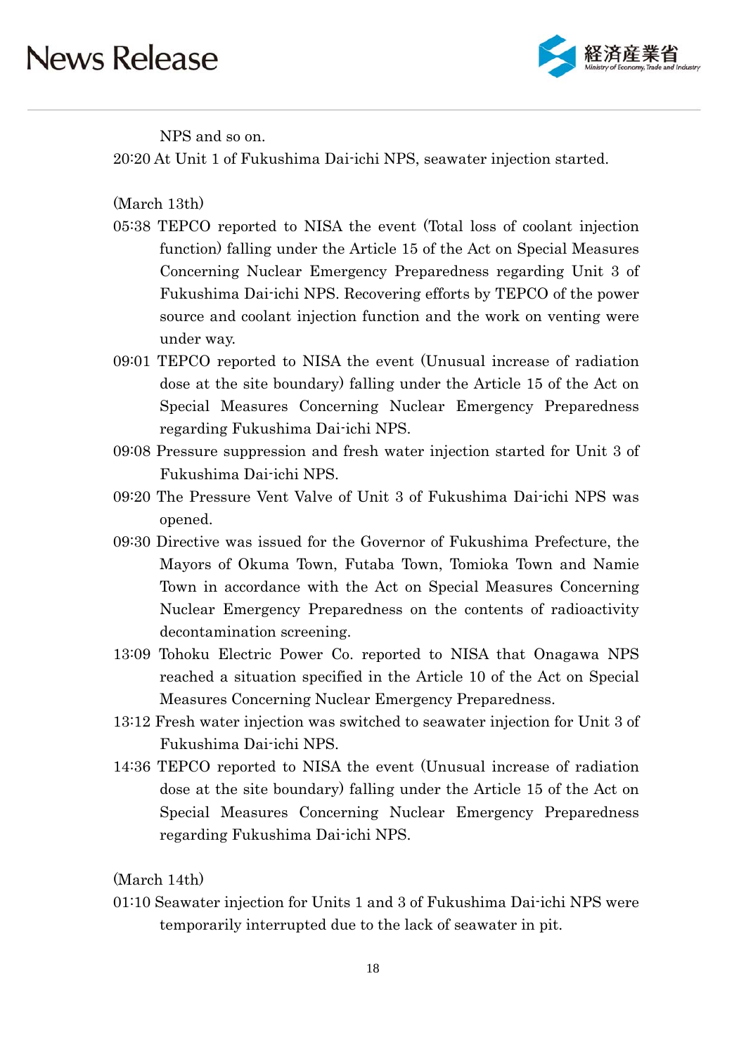NPS and so on.

20:20 At Unit 1 of Fukushima Dai-ichi NPS, seawater injection started.

(March 13th)

05:38 TEPCO reported to NISA the event (Total loss of coolant injection function) falling under the Article 15 of the Act on Special Measures Concerning Nuclear Emergency Preparedness regarding Unit 3 of Fukushima Dai-ichi NPS. Recovering efforts by TEPCO of the power source and coolant injection function and the work on venting were under way.

09:01 TEPCO reported to NISA the event (Unusual increase of radiation dose at the site boundary) falling under the Article 15 of the Act on Special Measures Concerning Nuclear Emergency Preparedness regarding Fukushima Dai-ichi NPS.

09:08 Pressure suppression and fresh water injection started for Unit 3 of Fukushima Dai-ichi NPS.

09:20 The Pressure Vent Valve of Unit 3 of Fukushima Dai-ichi NPS was opened.

09:30 Directive was issued for the Governor of Fukushima Prefecture, the Mayors of Okuma Town, Futaba Town, Tomioka Town and Namie Town in accordance with the Act on Special Measures Concerning Nuclear Emergency Preparedness on the contents of radioactivity decontamination screening.

13:09 Tohoku Electric Power Co. reported to NISA that Onagawa NPS reached a situation specified in the Article 10 of the Act on Special Measures Concerning Nuclear Emergency Preparedness.

13:12 Fresh water injection was switched to seawater injection for Unit 3 of Fukushima Dai-ichi NPS.

14:36 TEPCO reported to NISA the event (Unusual increase of radiation dose at the site boundary) falling under the Article 15 of the Act on Special Measures Concerning Nuclear Emergency Preparedness regarding Fukushima Dai-ichi NPS.

(March 14th)

01:10 Seawater injection for Units 1 and 3 of Fukushima Dai-ichi NPS were temporarily interrupted due to the lack of seawater in pit.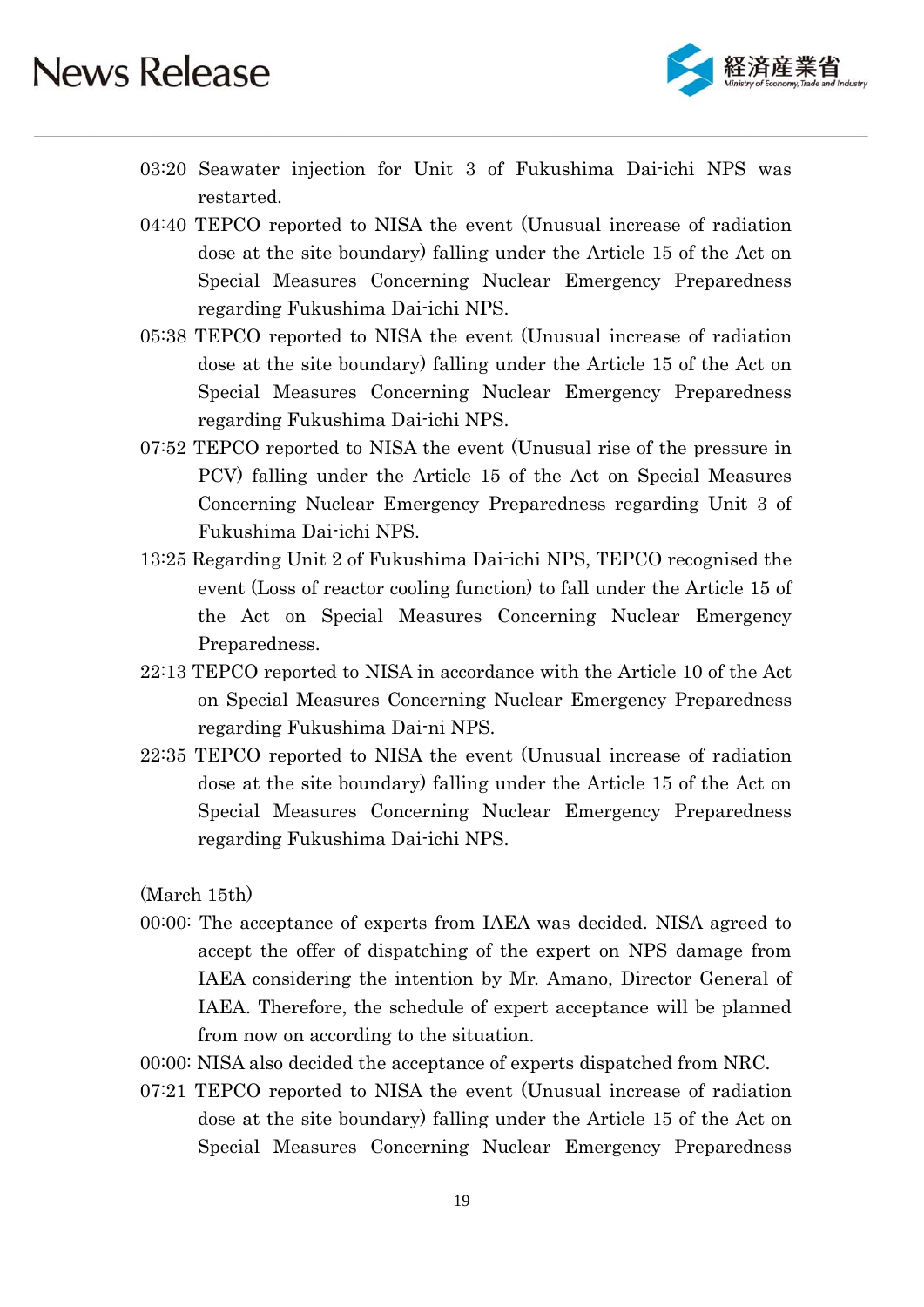03:20 Seawater injection for Unit 3 of Fukushima Dai-ichi NPS was restarted.

04:40 TEPCO reported to NISA the event (Unusual increase of radiation dose at the site boundary) falling under the Article 15 of the Act on Special Measures Concerning Nuclear Emergency Preparedness regarding Fukushima Dai-ichi NPS.

05:38 TEPCO reported to NISA the event (Unusual increase of radiation dose at the site boundary) falling under the Article 15 of the Act on Special Measures Concerning Nuclear Emergency Preparedness regarding Fukushima Dai-ichi NPS.

07:52 TEPCO reported to NISA the event (Unusual rise of the pressure in PCV) falling under the Article 15 of the Act on Special Measures Concerning Nuclear Emergency Preparedness regarding Unit 3 of Fukushima Dai-ichi NPS.

13:25 Regarding Unit 2 of Fukushima Dai-ichi NPS, TEPCO recognised the event (Loss of reactor cooling function) to fall under the Article 15 of the Act on Special Measures Concerning Nuclear Emergency Preparedness.

22:13 TEPCO reported to NISA in accordance with the Article 10 of the Act on Special Measures Concerning Nuclear Emergency Preparedness regarding Fukushima Dai-ni NPS.

22:35 TEPCO reported to NISA the event (Unusual increase of radiation dose at the site boundary) falling under the Article 15 of the Act on Special Measures Concerning Nuclear Emergency Preparedness regarding Fukushima Dai-ichi NPS.

(March 15th)

00:00: The acceptance of experts from IAEA was decided. NISA agreed to accept the offer of dispatching of the expert on NPS damage from IAEA considering the intention by Mr. Amano, Director General of IAEA. Therefore, the schedule of expert acceptance will be planned from now on according to the situation.

00:00: NISA also decided the acceptance of experts dispatched from NRC.

07:21 TEPCO reported to NISA the event (Unusual increase of radiation dose at the site boundary) falling under the Article 15 of the Act on Special Measures Concerning Nuclear Emergency Preparedness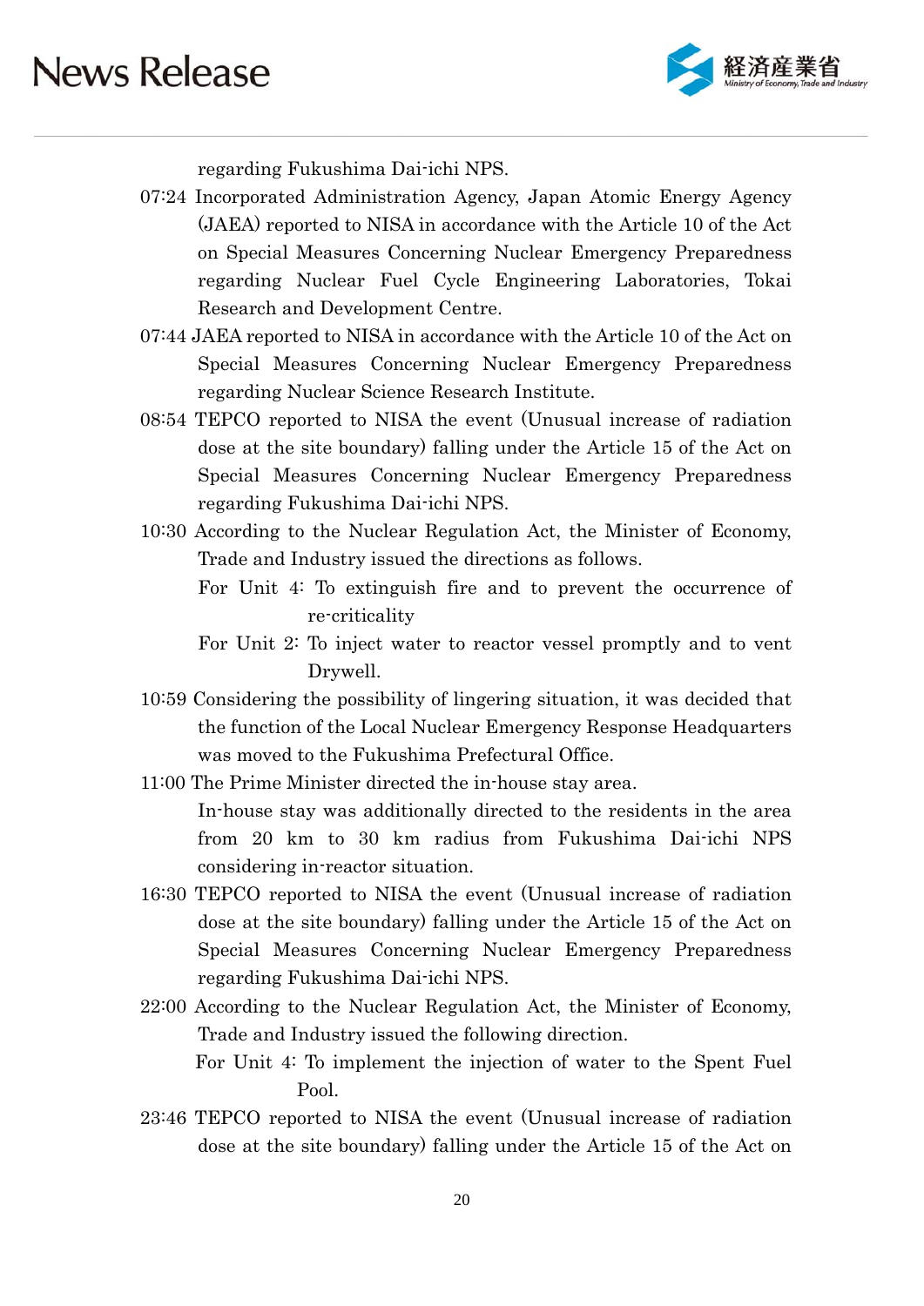regarding Fukushima Dai-ichi NPS.

07:24 Incorporated Administration Agency, Japan Atomic Energy Agency (JAEA) reported to NISA in accordance with the Article 10 of the Act on Special Measures Concerning Nuclear Emergency Preparedness regarding Nuclear Fuel Cycle Engineering Laboratories, Tokai Research and Development Centre.

07:44 JAEA reported to NISA in accordance with the Article 10 of the Act on Special Measures Concerning Nuclear Emergency Preparedness regarding Nuclear Science Research Institute.

08:54 TEPCO reported to NISA the event (Unusual increase of radiation dose at the site boundary) falling under the Article 15 of the Act on Special Measures Concerning Nuclear Emergency Preparedness regarding Fukushima Dai-ichi NPS.

10:30 According to the Nuclear Regulation Act, the Minister of Economy, Trade and Industry issued the directions as follows.

For Unit 4: To extinguish fire and to prevent the occurrence of re-criticality

For Unit 2: To inject water to reactor vessel promptly and to vent Drywell.

10:59 Considering the possibility of lingering situation, it was decided that the function of the Local Nuclear Emergency Response Headquarters was moved to the Fukushima Prefectural Office.

11:00 The Prime Minister directed the in-house stay area.

In-house stay was additionally directed to the residents in the area from 20 km to 30 km radius from Fukushima Dai-ichi NPS considering in-reactor situation.

16:30 TEPCO reported to NISA the event (Unusual increase of radiation dose at the site boundary) falling under the Article 15 of the Act on Special Measures Concerning Nuclear Emergency Preparedness regarding Fukushima Dai-ichi NPS.

22:00 According to the Nuclear Regulation Act, the Minister of Economy, Trade and Industry issued the following direction.

For Unit 4: To implement the injection of water to the Spent Fuel Pool.

23:46 TEPCO reported to NISA the event (Unusual increase of radiation dose at the site boundary) falling under the Article 15 of the Act on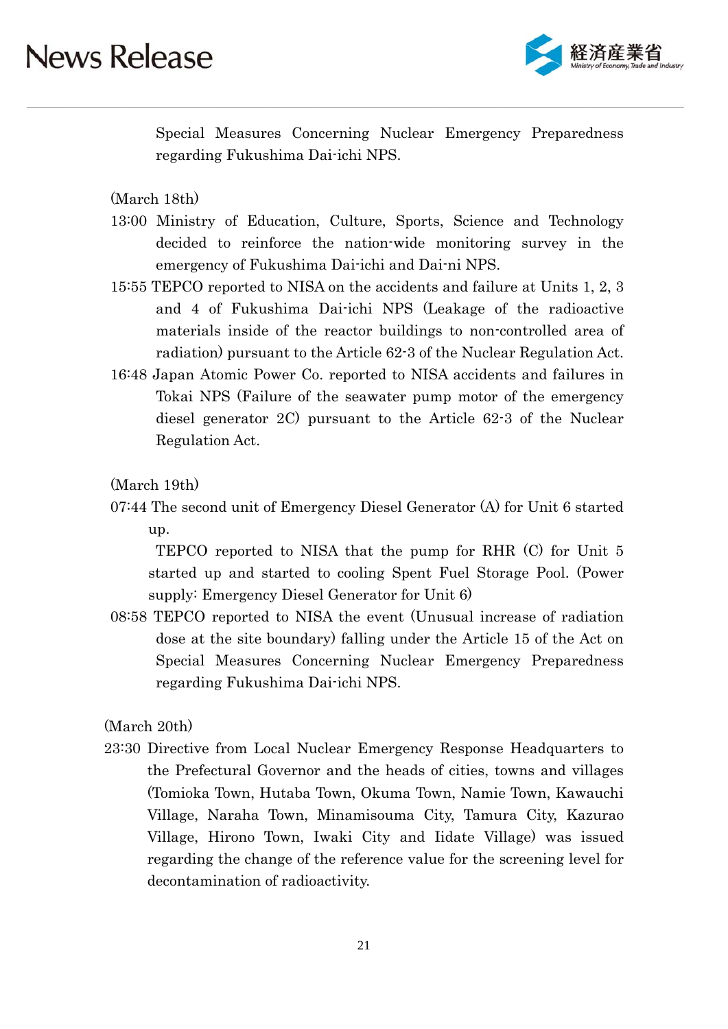Special Measures Concerning Nuclear Emergency Preparedness regarding Fukushima Dai-ichi NPS.

(March 18th)

13:00 Ministry of Education, Culture, Sports, Science and Technology decided to reinforce the nation-wide monitoring survey in the emergency of Fukushima Dai-ichi and Dai-ni NPS.

15:55 TEPCO reported to NISA on the accidents and failure at Units 1, 2, 3 and 4 of Fukushima Dai-ichi NPS (Leakage of the radioactive materials inside of the reactor buildings to non-controlled area of radiation) pursuant to the Article 62-3 of the Nuclear Regulation Act.

16:48 Japan Atomic Power Co. reported to NISA accidents and failures in Tokai NPS (Failure of the seawater pump motor of the emergency diesel generator 2C) pursuant to the Article 62-3 of the Nuclear Regulation Act.

(March 19th)

07:44 The second unit of Emergency Diesel Generator (A) for Unit 6 started up.

TEPCO reported to NISA that the pump for RHR (C) for Unit 5 started up and started to cooling Spent Fuel Storage Pool. (Power supply: Emergency Diesel Generator for Unit 6)

08:58 TEPCO reported to NISA the event (Unusual increase of radiation dose at the site boundary) falling under the Article 15 of the Act on Special Measures Concerning Nuclear Emergency Preparedness regarding Fukushima Dai-ichi NPS.

(March 20th)

23:30 Directive from Local Nuclear Emergency Response Headquarters to the Prefectural Governor and the heads of cities, towns and villages (Tomioka Town, Hutaba Town, Okuma Town, Namie Town, Kawauchi Village, Naraha Town, Minamisouma City, Tamura City, Kazurao Village, Hirono Town, Iwaki City and Iidate Village) was issued regarding the change of the reference value for the screening level for decontamination of radioactivity.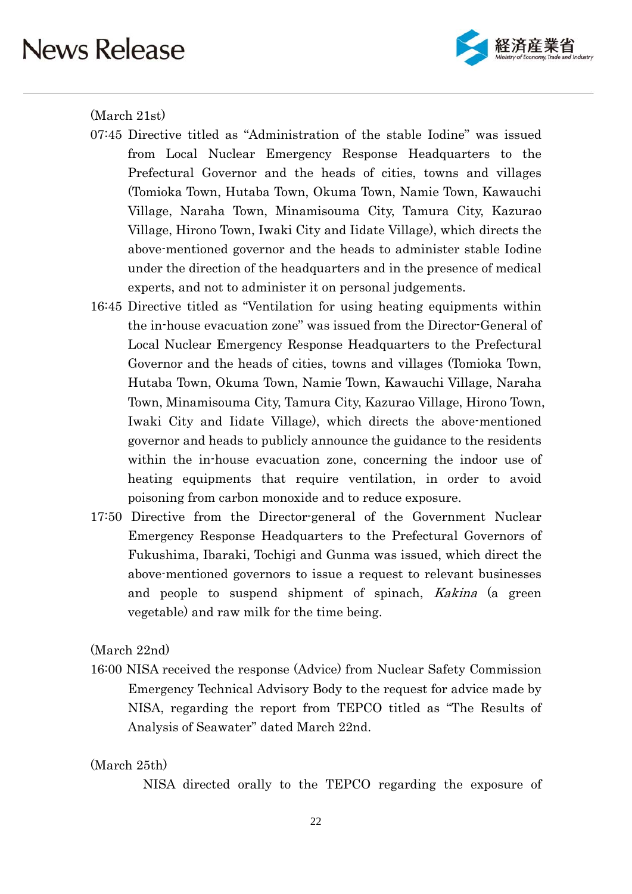(March 21st)

07:45 Directive titled as "Administration of the stable Iodine" was issued from Local Nuclear Emergency Response Headquarters to the Prefectural Governor and the heads of cities, towns and villages (Tomioka Town, Hutaba Town, Okuma Town, Namie Town, Kawauchi Village, Naraha Town, Minamisouma City, Tamura City, Kazurao Village, Hirono Town, Iwaki City and Iidate Village), which directs the above-mentioned governor and the heads to administer stable Iodine under the direction of the headquarters and in the presence of medical experts, and not to administer it on personal judgements.

16:45 Directive titled as "Ventilation for using heating equipments within the in-house evacuation zone" was issued from the Director-General of Local Nuclear Emergency Response Headquarters to the Prefectural Governor and the heads of cities, towns and villages (Tomioka Town, Hutaba Town, Okuma Town, Namie Town, Kawauchi Village, Naraha Town, Minamisouma City, Tamura City, Kazurao Village, Hirono Town, Iwaki City and Iidate Village), which directs the above-mentioned governor and heads to publicly announce the guidance to the residents within the in-house evacuation zone, concerning the indoor use of heating equipments that require ventilation, in order to avoid poisoning from carbon monoxide and to reduce exposure.

17:50 Directive from the Director-general of the Government Nuclear Emergency Response Headquarters to the Prefectural Governors of Fukushima, Ibaraki, Tochigi and Gunma was issued, which direct the above-mentioned governors to issue a request to relevant businesses and people to suspend shipment of spinach, *Kakina* (a green vegetable) and raw milk for the time being.

(March 22nd)

16:00 NISA received the response (Advice) from Nuclear Safety Commission Emergency Technical Advisory Body to the request for advice made by NISA, regarding the report from TEPCO titled as "The Results of Analysis of Seawater" dated March 22nd.

(March 25th)

NISA directed orally to the TEPCO regarding the exposure of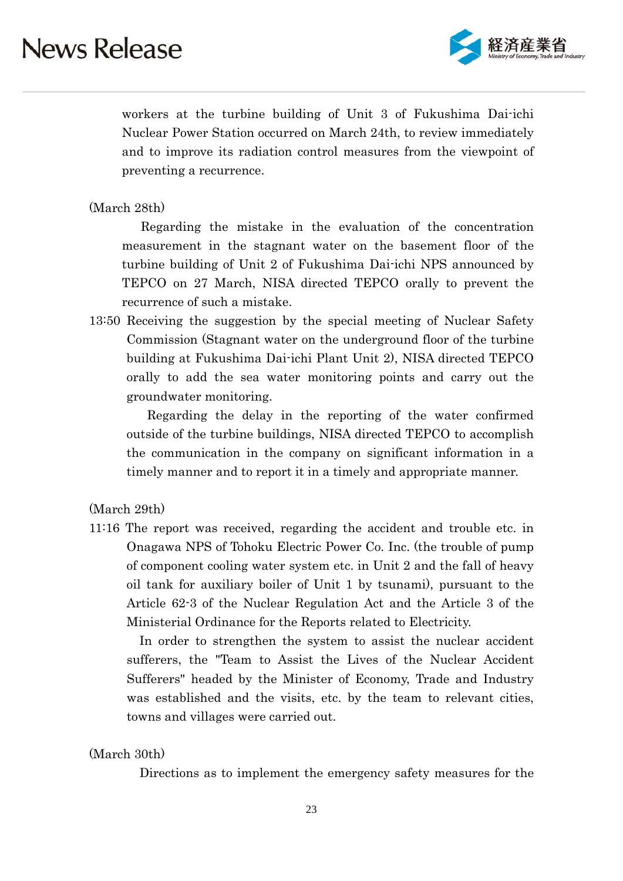workers at the turbine building of Unit 3 of Fukushima Dai-ichi Nuclear Power Station occurred on March 24th, to review immediately and to improve its radiation control measures from the viewpoint of preventing a recurrence.

(March 28th)

Regarding the mistake in the evaluation of the concentration measurement in the stagnant water on the basement floor of the turbine building of Unit 2 of Fukushima Dai-ichi NPS announced by TEPCO on 27 March, NISA directed TEPCO orally to prevent the recurrence of such a mistake.

13:50 Receiving the suggestion by the special meeting of Nuclear Safety Commission (Stagnant water on the underground floor of the turbine building at Fukushima Dai-ichi Plant Unit 2), NISA directed TEPCO orally to add the sea water monitoring points and carry out the groundwater monitoring.

Regarding the delay in the reporting of the water confirmed outside of the turbine buildings, NISA directed TEPCO to accomplish the communication in the company on significant information in a timely manner and to report it in a timely and appropriate manner.

(March 29th)

11:16 The report was received, regarding the accident and trouble etc. in Onagawa NPS of Tohoku Electric Power Co. Inc. (the trouble of pump of component cooling water system etc. in Unit 2 and the fall of heavy oil tank for auxiliary boiler of Unit 1 by tsunami), pursuant to the Article 62-3 of the Nuclear Regulation Act and the Article 3 of the Ministerial Ordinance for the Reports related to Electricity.

In order to strengthen the system to assist the nuclear accident sufferers, the "Team to Assist the Lives of the Nuclear Accident Sufferers" headed by the Minister of Economy, Trade and Industry was established and the visits, etc. by the team to relevant cities, towns and villages were carried out.

(March 30th)

Directions as to implement the emergency safety measures for the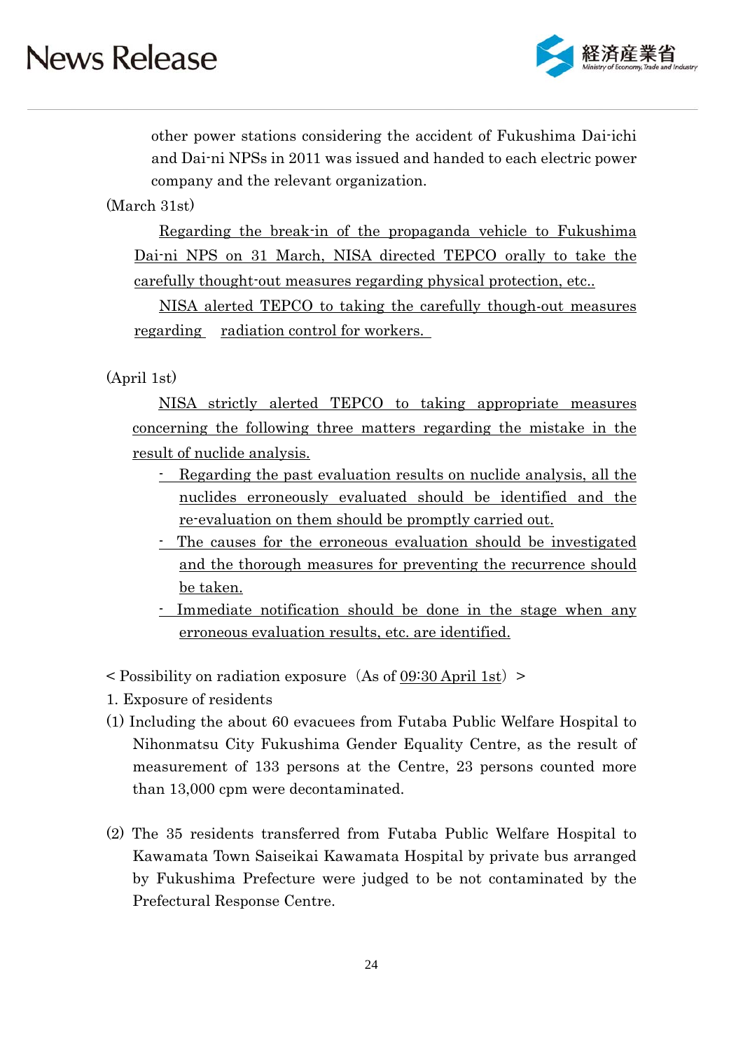other power stations considering the accident of Fukushima Dai-ichi and Dai-ni NPSs in 2011 was issued and handed to each electric power company and the relevant organization.

(March 31st)

Regarding the break-in of the propaganda vehicle to Fukushima Dai-ni NPS on 31 March, NISA directed TEPCO orally to take the carefully thought-out measures regarding physical protection, etc..

NISA alerted TEPCO to taking the carefully though-out measures regarding radiation control for workers.

(April 1st)

NISA strictly alerted TEPCO to taking appropriate measures concerning the following three matters regarding the mistake in the result of nuclide analysis.

- Regarding the past evaluation results on nuclide analysis, all the nuclides erroneously evaluated should be identified and the re-evaluation on them should be promptly carried out.
- The causes for the erroneous evaluation should be investigated and the thorough measures for preventing the recurrence should be taken.
- Immediate notification should be done in the stage when any erroneous evaluation results, etc. are identified.

< Possibility on radiation exposure（As of 09:30 April 1st）>

1. Exposure of residents

(1) Including the about 60 evacuees from Futaba Public Welfare Hospital to Nihonmatsu City Fukushima Gender Equality Centre, as the result of measurement of 133 persons at the Centre, 23 persons counted more than 13,000 cpm were decontaminated.

(2) The 35 residents transferred from Futaba Public Welfare Hospital to Kawamata Town Saiseikai Kawamata Hospital by private bus arranged by Fukushima Prefecture were judged to be not contaminated by the Prefectural Response Centre.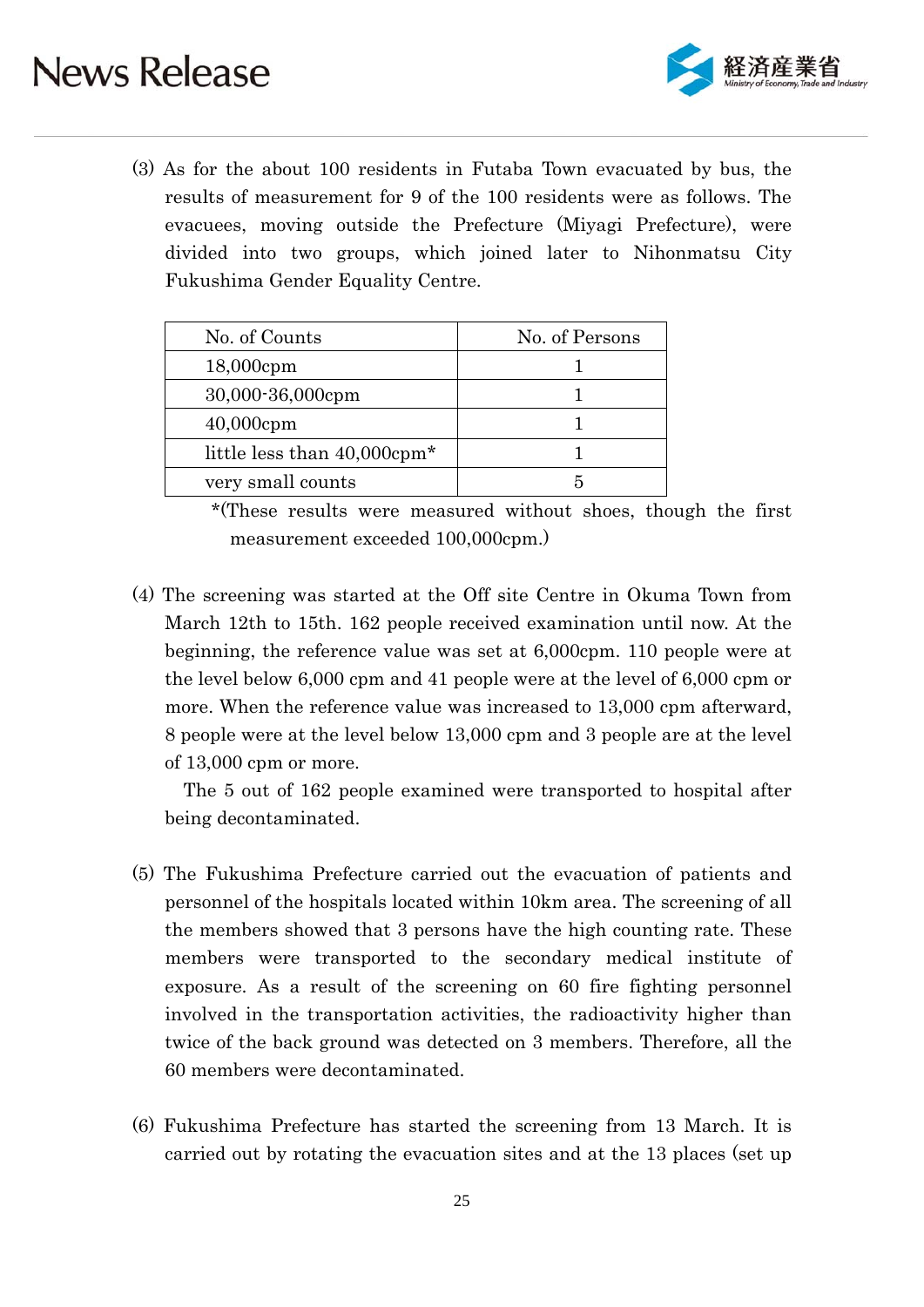(3) As for the about 100 residents in Futaba Town evacuated by bus, the results of measurement for 9 of the 100 residents were as follows. The evacuees, moving outside the Prefecture (Miyagi Prefecture), were divided into two groups, which joined later to Nihonmatsu City Fukushima Gender Equality Centre.

| No. of Counts | No. of Persons |
|---|---|
| 18,000cpm | 1 |
| 30,000-36,000cpm | 1 |
| 40,000cpm | 1 |
| little less than 40,000cpm* | 1 |
| very small counts | 5 |

*(These results were measured without shoes, though the first measurement exceeded 100,000cpm.)

(4) The screening was started at the Off site Centre in Okuma Town from March 12th to 15th. 162 people received examination until now. At the beginning, the reference value was set at 6,000cpm. 110 people were at the level below 6,000 cpm and 41 people were at the level of 6,000 cpm or more. When the reference value was increased to 13,000 cpm afterward, 8 people were at the level below 13,000 cpm and 3 people are at the level of 13,000 cpm or more.

The 5 out of 162 people examined were transported to hospital after being decontaminated.

(5) The Fukushima Prefecture carried out the evacuation of patients and personnel of the hospitals located within 10km area. The screening of all the members showed that 3 persons have the high counting rate. These members were transported to the secondary medical institute of exposure. As a result of the screening on 60 fire fighting personnel involved in the transportation activities, the radioactivity higher than twice of the back ground was detected on 3 members. Therefore, all the 60 members were decontaminated.

(6) Fukushima Prefecture has started the screening from 13 March. It is carried out by rotating the evacuation sites and at the 13 places (set up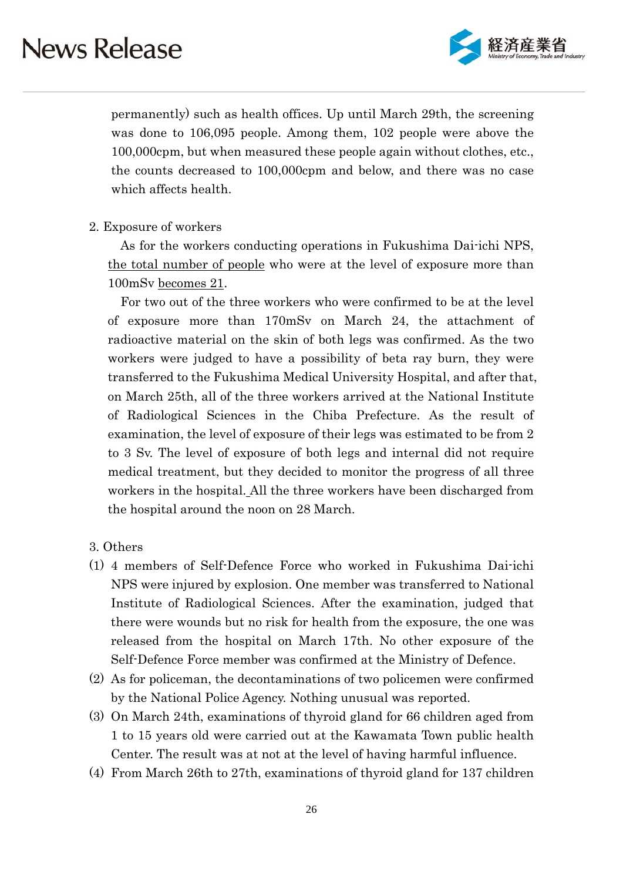permanently) such as health offices. Up until March 29th, the screening was done to 106,095 people. Among them, 102 people were above the 100,000cpm, but when measured these people again without clothes, etc., the counts decreased to 100,000cpm and below, and there was no case which affects health.

2. Exposure of workers

As for the workers conducting operations in Fukushima Dai-ichi NPS, the total number of people who were at the level of exposure more than 100mSv becomes 21.

For two out of the three workers who were confirmed to be at the level of exposure more than 170mSv on March 24, the attachment of radioactive material on the skin of both legs was confirmed. As the two workers were judged to have a possibility of beta ray burn, they were transferred to the Fukushima Medical University Hospital, and after that, on March 25th, all of the three workers arrived at the National Institute of Radiological Sciences in the Chiba Prefecture. As the result of examination, the level of exposure of their legs was estimated to be from 2 to 3 Sv. The level of exposure of both legs and internal did not require medical treatment, but they decided to monitor the progress of all three workers in the hospital. All the three workers have been discharged from the hospital around the noon on 28 March.

3. Others

(1) 4 members of Self-Defence Force who worked in Fukushima Dai-ichi NPS were injured by explosion. One member was transferred to National Institute of Radiological Sciences. After the examination, judged that there were wounds but no risk for health from the exposure, the one was released from the hospital on March 17th. No other exposure of the Self-Defence Force member was confirmed at the Ministry of Defence.

(2) As for policeman, the decontaminations of two policemen were confirmed by the National Police Agency. Nothing unusual was reported.

(3) On March 24th, examinations of thyroid gland for 66 children aged from 1 to 15 years old were carried out at the Kawamata Town public health Center. The result was at not at the level of having harmful influence.

(4) From March 26th to 27th, examinations of thyroid gland for 137 children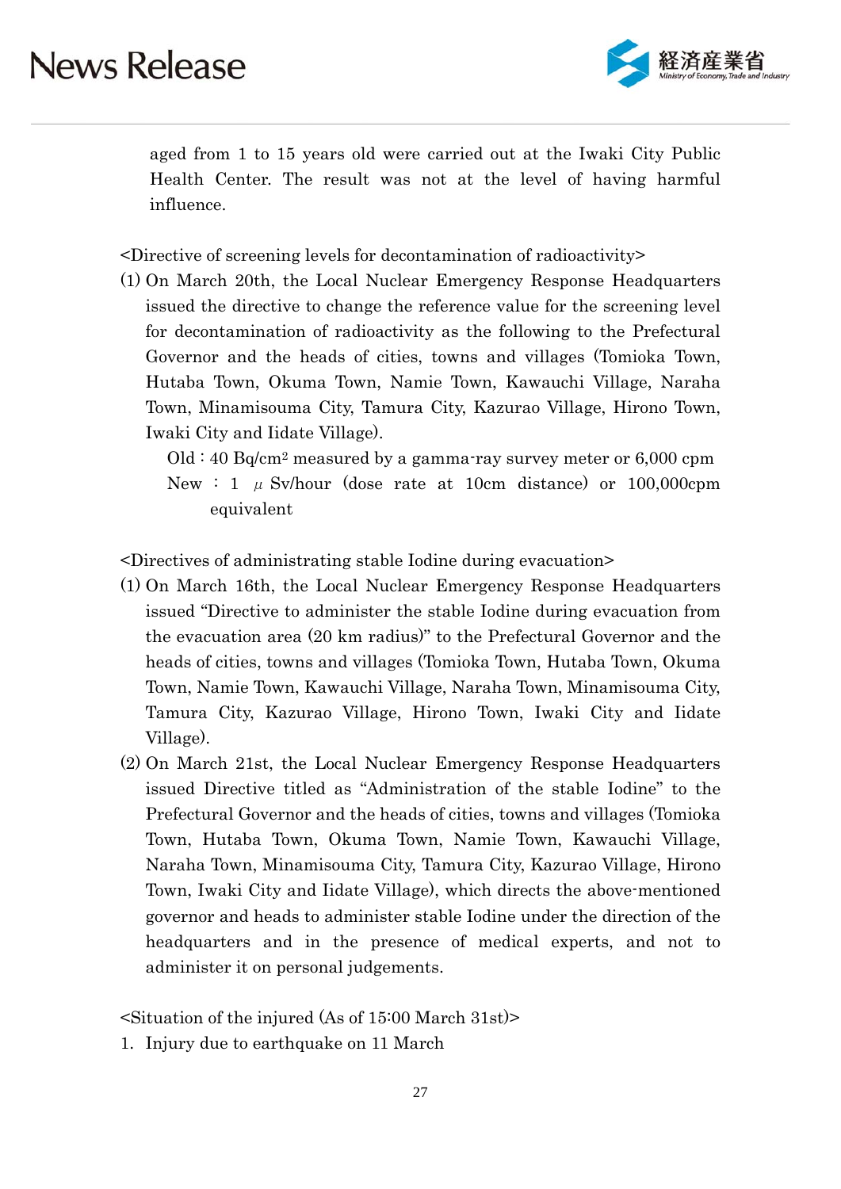aged from 1 to 15 years old were carried out at the Iwaki City Public Health Center. The result was not at the level of having harmful influence.

<Directive of screening levels for decontamination of radioactivity>

(1) On March 20th, the Local Nuclear Emergency Response Headquarters issued the directive to change the reference value for the screening level for decontamination of radioactivity as the following to the Prefectural Governor and the heads of cities, towns and villages (Tomioka Town, Hutaba Town, Okuma Town, Namie Town, Kawauchi Village, Naraha Town, Minamisouma City, Tamura City, Kazurao Village, Hirono Town, Iwaki City and Iidate Village).

   Old : 40 Bq/cm$^2$ measured by a gamma-ray survey meter or 6,000 cpm
   New : 1 $\mu$ Sv/hour (dose rate at 10cm distance) or 100,000cpm equivalent

<Directives of administrating stable Iodine during evacuation>

(1) On March 16th, the Local Nuclear Emergency Response Headquarters issued "Directive to administer the stable Iodine during evacuation from the evacuation area (20 km radius)" to the Prefectural Governor and the heads of cities, towns and villages (Tomioka Town, Hutaba Town, Okuma Town, Namie Town, Kawauchi Village, Naraha Town, Minamisouma City, Tamura City, Kazurao Village, Hirono Town, Iwaki City and Iidate Village).

(2) On March 21st, the Local Nuclear Emergency Response Headquarters issued Directive titled as "Administration of the stable Iodine" to the Prefectural Governor and the heads of cities, towns and villages (Tomioka Town, Hutaba Town, Okuma Town, Namie Town, Kawauchi Village, Naraha Town, Minamisouma City, Tamura City, Kazurao Village, Hirono Town, Iwaki City and Iidate Village), which directs the above-mentioned governor and heads to administer stable Iodine under the direction of the headquarters and in the presence of medical experts, and not to administer it on personal judgements.

<Situation of the injured (As of 15:00 March 31st)>

1. Injury due to earthquake on 11 March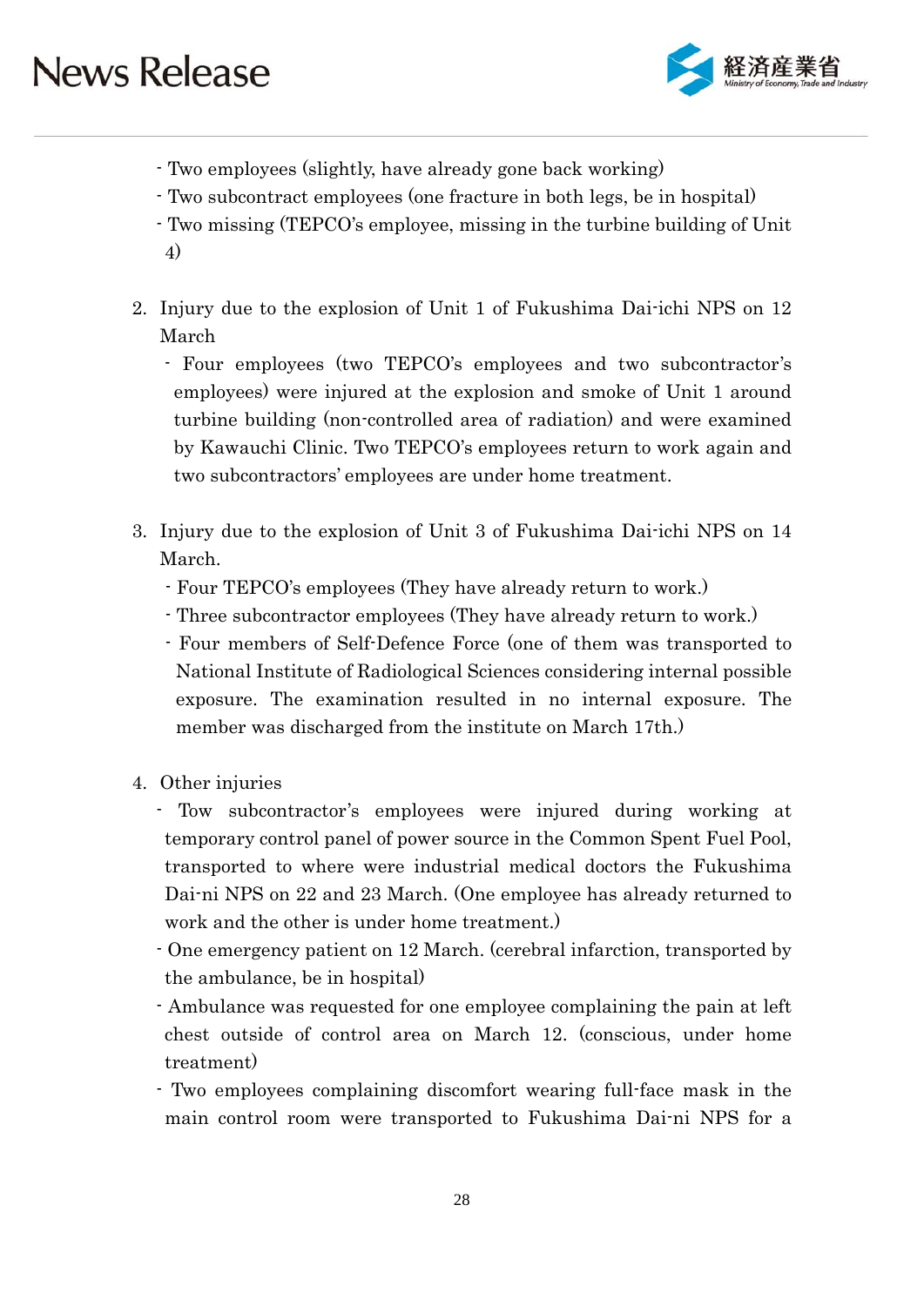- Two employees (slightly, have already gone back working)
- Two subcontract employees (one fracture in both legs, be in hospital)
- Two missing (TEPCO's employee, missing in the turbine building of Unit 4)

2. Injury due to the explosion of Unit 1 of Fukushima Dai-ichi NPS on 12 March
   - Four employees (two TEPCO's employees and two subcontractor's employees) were injured at the explosion and smoke of Unit 1 around turbine building (non-controlled area of radiation) and were examined by Kawauchi Clinic. Two TEPCO's employees return to work again and two subcontractors' employees are under home treatment.

3. Injury due to the explosion of Unit 3 of Fukushima Dai-ichi NPS on 14 March.
   - Four TEPCO's employees (They have already return to work.)
   - Three subcontractor employees (They have already return to work.)
   - Four members of Self-Defence Force (one of them was transported to National Institute of Radiological Sciences considering internal possible exposure. The examination resulted in no internal exposure. The member was discharged from the institute on March 17th.)

4. Other injuries
   - Tow subcontractor's employees were injured during working at temporary control panel of power source in the Common Spent Fuel Pool, transported to where were industrial medical doctors the Fukushima Dai-ni NPS on 22 and 23 March. (One employee has already returned to work and the other is under home treatment.)
   - One emergency patient on 12 March. (cerebral infarction, transported by the ambulance, be in hospital)
   - Ambulance was requested for one employee complaining the pain at left chest outside of control area on March 12. (conscious, under home treatment)
   - Two employees complaining discomfort wearing full-face mask in the main control room were transported to Fukushima Dai-ni NPS for a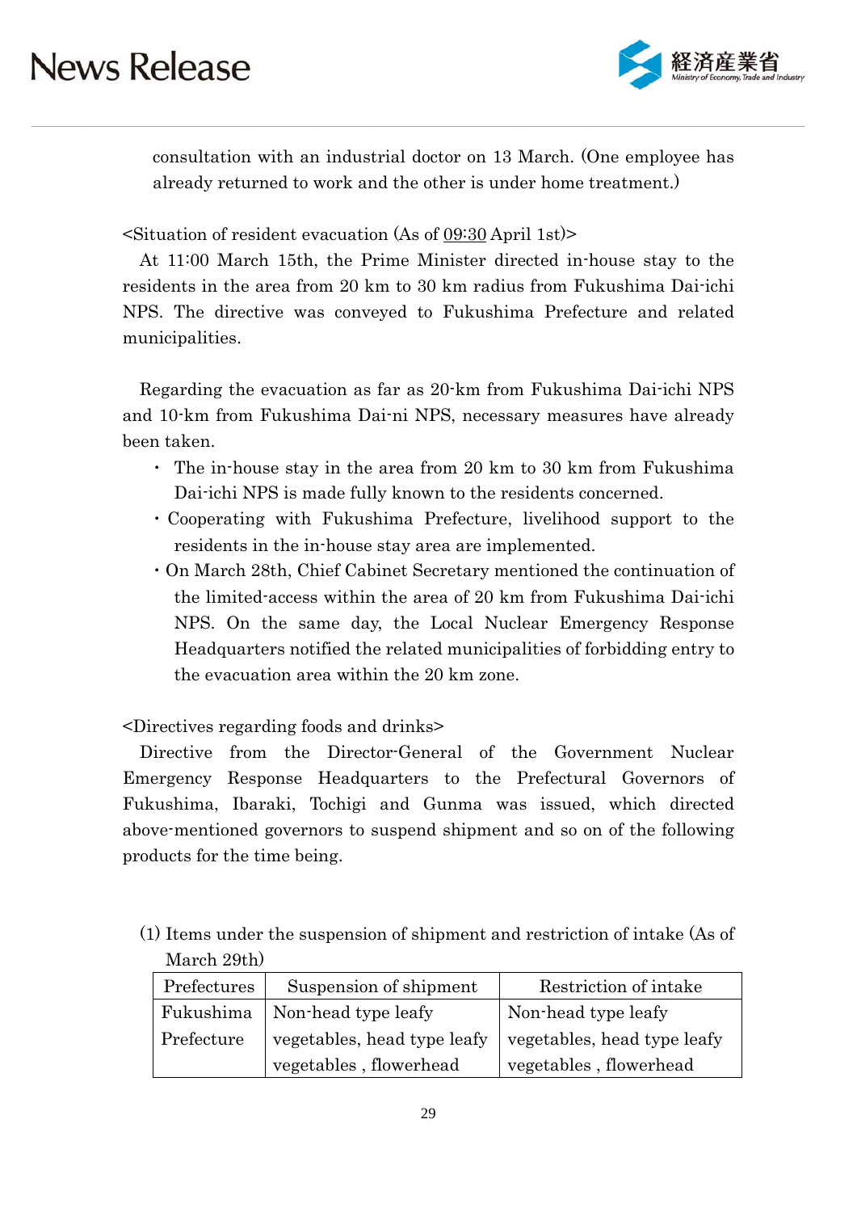consultation with an industrial doctor on 13 March. (One employee has already returned to work and the other is under home treatment.)

<Situation of resident evacuation (As of 09:30 April 1st)>

At 11:00 March 15th, the Prime Minister directed in-house stay to the residents in the area from 20 km to 30 km radius from Fukushima Dai-ichi NPS. The directive was conveyed to Fukushima Prefecture and related municipalities.

Regarding the evacuation as far as 20-km from Fukushima Dai-ichi NPS and 10-km from Fukushima Dai-ni NPS, necessary measures have already been taken.

- The in-house stay in the area from 20 km to 30 km from Fukushima Dai-ichi NPS is made fully known to the residents concerned.
- Cooperating with Fukushima Prefecture, livelihood support to the residents in the in-house stay area are implemented.
- On March 28th, Chief Cabinet Secretary mentioned the continuation of the limited-access within the area of 20 km from Fukushima Dai-ichi NPS. On the same day, the Local Nuclear Emergency Response Headquarters notified the related municipalities of forbidding entry to the evacuation area within the 20 km zone.

<Directives regarding foods and drinks>

Directive from the Director-General of the Government Nuclear Emergency Response Headquarters to the Prefectural Governors of Fukushima, Ibaraki, Tochigi and Gunma was issued, which directed above-mentioned governors to suspend shipment and so on of the following products for the time being.

(1) Items under the suspension of shipment and restriction of intake (As of March 29th)

| Prefectures | Suspension of shipment | Restriction of intake |
|---|---|---|
| Fukushima Prefecture | Non-head type leafy vegetables, head type leafy vegetables , flowerhead | Non-head type leafy vegetables, head type leafy vegetables , flowerhead |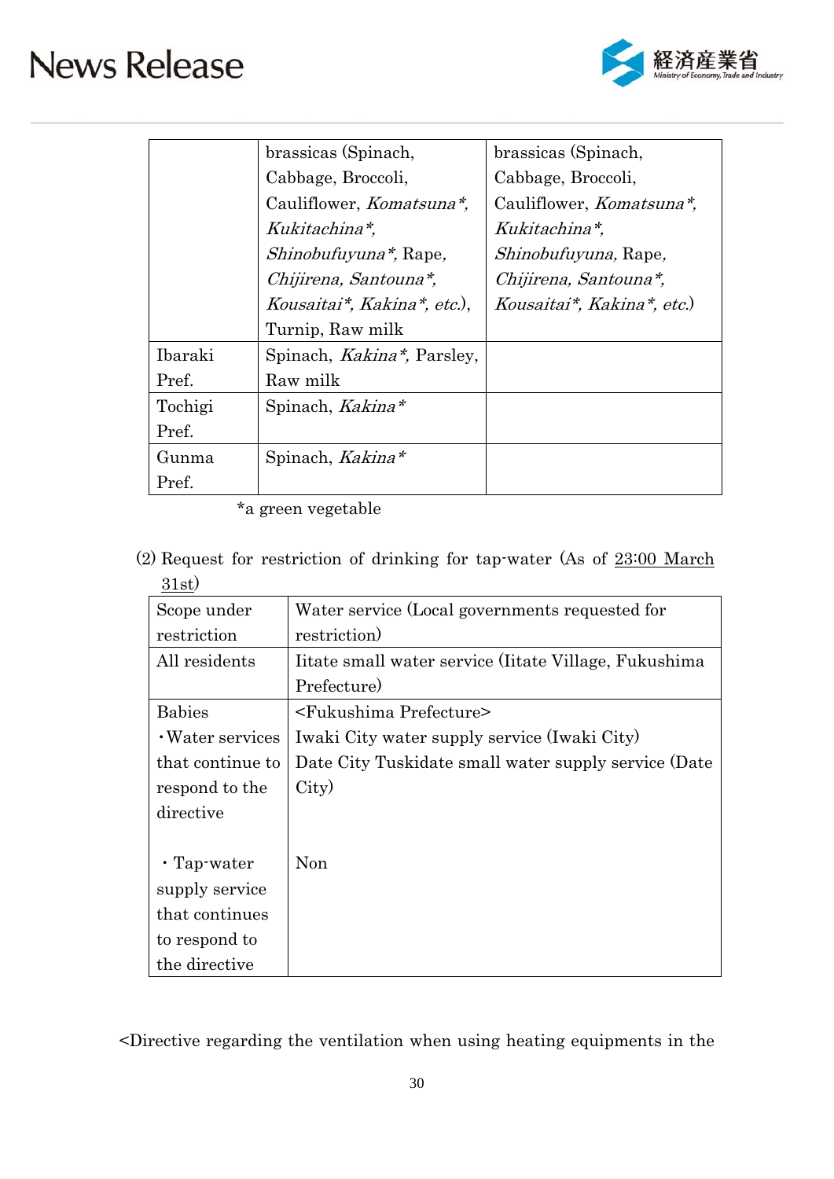| | | |
|---|---|---|
| | brassicas (Spinach, Cabbage, Broccoli, Cauliflower, *Komatsuna\**, *Kukitachina\**, *Shinobufuyuna\**, Rape, *Chijirena, Santouna\**, *Kousaitai\*, Kakina\*, etc.*), Turnip, Raw milk | brassicas (Spinach, Cabbage, Broccoli, Cauliflower, *Komatsuna\**, *Kukitachina\**, *Shinobufuyuna,* Rape, *Chijirena, Santouna\**, *Kousaitai\*, Kakina\*, etc.*) |
| Ibaraki Pref. | Spinach, *Kakina\**, Parsley, Raw milk | |
| Tochigi Pref. | Spinach, *Kakina\** | |
| Gunma Pref. | Spinach, *Kakina\** | |

*a green vegetable

(2) Request for restriction of drinking for tap-water (As of <u>23:00 March 31st</u>)

| Scope under restriction | Water service (Local governments requested for restriction) |
|---|---|
| All residents | Iitate small water service (Iitate Village, Fukushima Prefecture) |
| Babies<br>・Water services that continue to respond to the directive<br><br>・Tap-water supply service that continues to respond to the directive | &lt;Fukushima Prefecture&gt;<br>Iwaki City water supply service (Iwaki City)<br>Date City Tuskidate small water supply service (Date City)<br><br>Non |

&lt;Directive regarding the ventilation when using heating equipments in the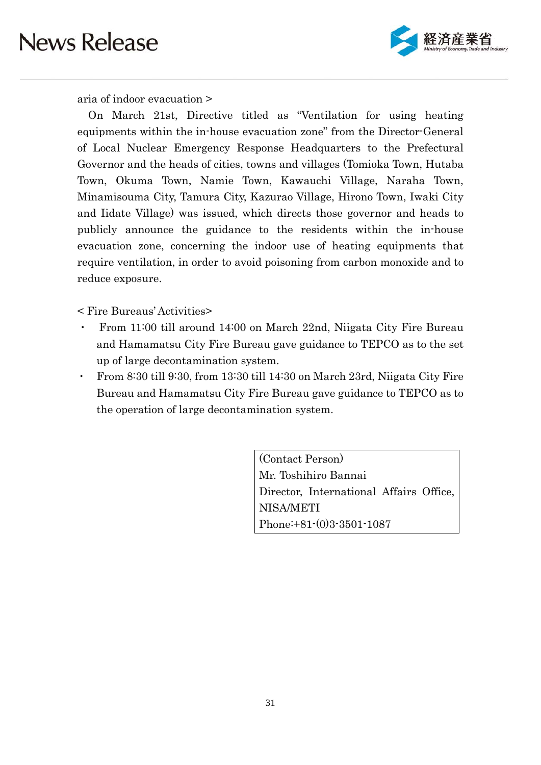aria of indoor evacuation >

On March 21st, Directive titled as "Ventilation for using heating equipments within the in-house evacuation zone" from the Director-General of Local Nuclear Emergency Response Headquarters to the Prefectural Governor and the heads of cities, towns and villages (Tomioka Town, Hutaba Town, Okuma Town, Namie Town, Kawauchi Village, Naraha Town, Minamisouma City, Tamura City, Kazurao Village, Hirono Town, Iwaki City and Iidate Village) was issued, which directs those governor and heads to publicly announce the guidance to the residents within the in-house evacuation zone, concerning the indoor use of heating equipments that require ventilation, in order to avoid poisoning from carbon monoxide and to reduce exposure.

< Fire Bureaus' Activities>

- From 11:00 till around 14:00 on March 22nd, Niigata City Fire Bureau and Hamamatsu City Fire Bureau gave guidance to TEPCO as to the set up of large decontamination system.
- From 8:30 till 9:30, from 13:30 till 14:30 on March 23rd, Niigata City Fire Bureau and Hamamatsu City Fire Bureau gave guidance to TEPCO as to the operation of large decontamination system.

(Contact Person)
Mr. Toshihiro Bannai
Director, International Affairs Office, NISA/METI
Phone:+81-(0)3-3501-1087